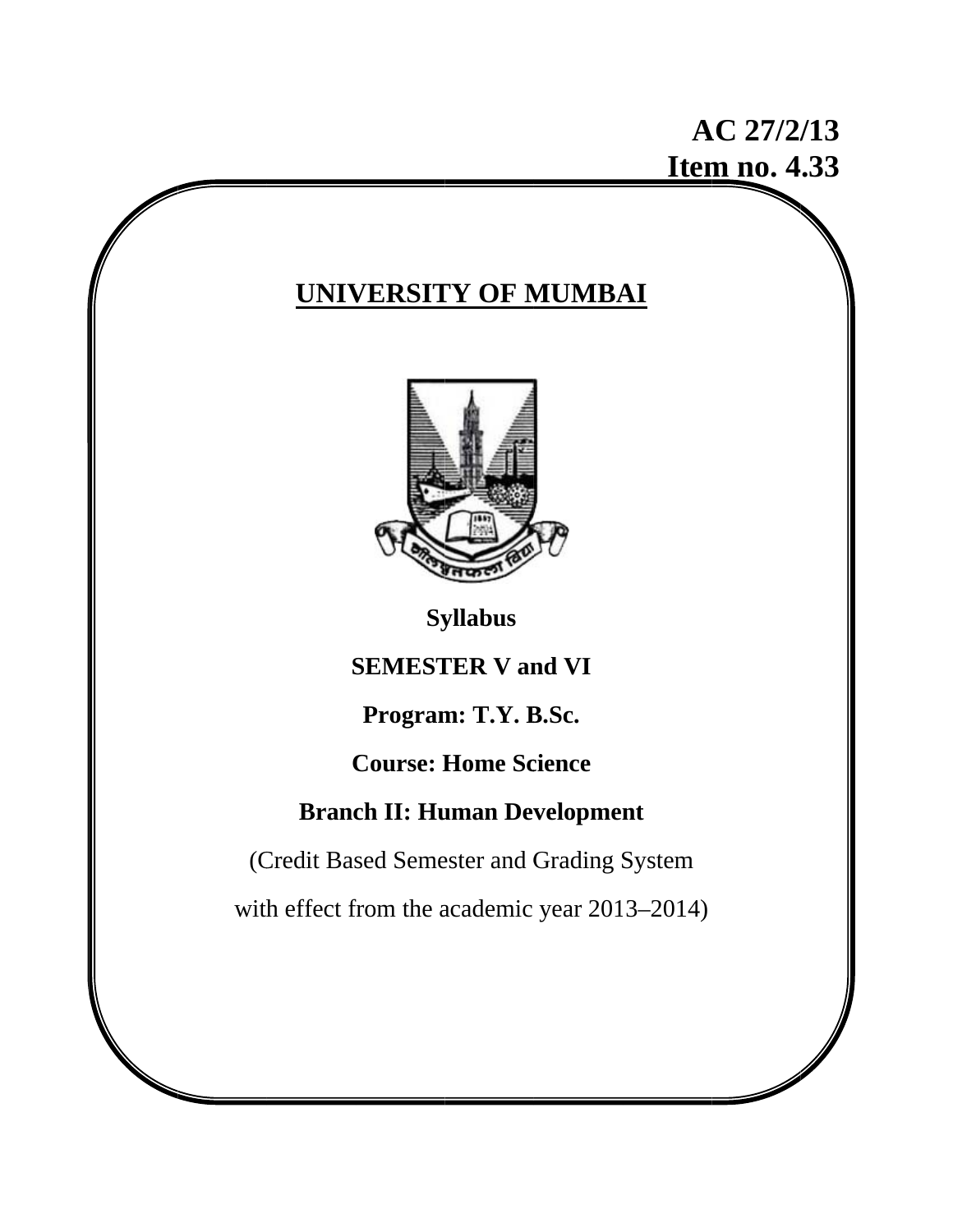**AC 27/2/13**
**Item no. 4.33**

# UNIVERSITY OF MUMBAI

**Syllabus**

**SEMESTER V and VI**

**Program: T.Y. B.Sc.**

**Course: Home Science**

**Branch II: Human Development**

(Credit Based Semester and Grading System

with effect from the academic year 2013–2014)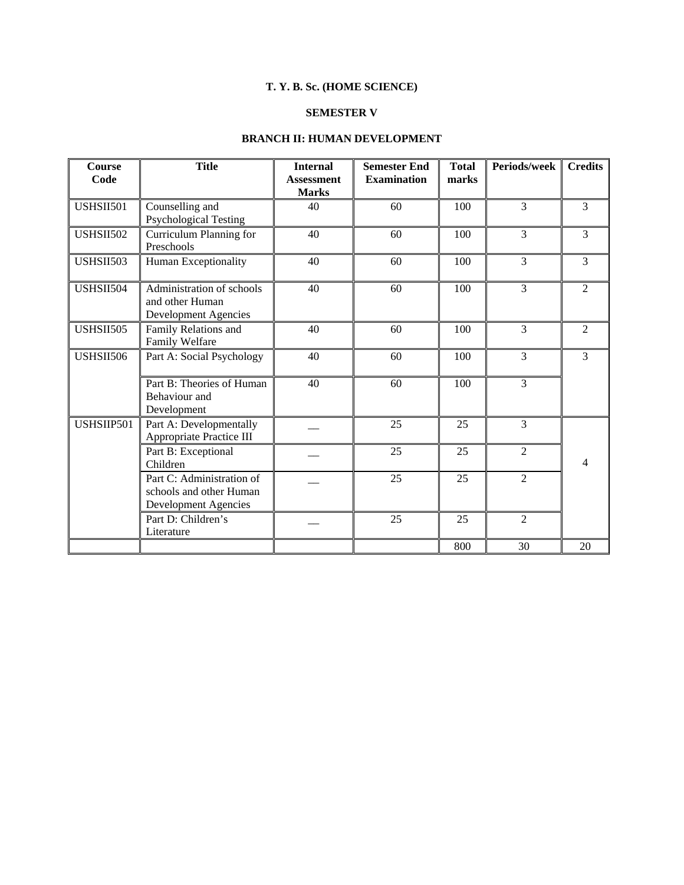**T. Y. B. Sc. (HOME SCIENCE)**

**SEMESTER V**

**BRANCH II: HUMAN DEVELOPMENT**

| Course Code | Title | Internal Assessment Marks | Semester End Examination | Total marks | Periods/week | Credits |
|---|---|---|---|---|---|---|
| USHSII501 | Counselling and Psychological Testing | 40 | 60 | 100 | 3 | 3 |
| USHSII502 | Curriculum Planning for Preschools | 40 | 60 | 100 | 3 | 3 |
| USHSII503 | Human Exceptionality | 40 | 60 | 100 | 3 | 3 |
| USHSII504 | Administration of schools and other Human Development Agencies | 40 | 60 | 100 | 3 | 2 |
| USHSII505 | Family Relations and Family Welfare | 40 | 60 | 100 | 3 | 2 |
| USHSII506 | Part A: Social Psychology | 40 | 60 | 100 | 3 | 3 |
| | Part B: Theories of Human Behaviour and Development | 40 | 60 | 100 | 3 | |
| USHSIIP501 | Part A: Developmentally Appropriate Practice III | __ | 25 | 25 | 3 | 4 |
| | Part B: Exceptional Children | __ | 25 | 25 | 2 | |
| | Part C: Administration of schools and other Human Development Agencies | __ | 25 | 25 | 2 | |
| | Part D: Children's Literature | __ | 25 | 25 | 2 | |
| | | | | 800 | 30 | 20 |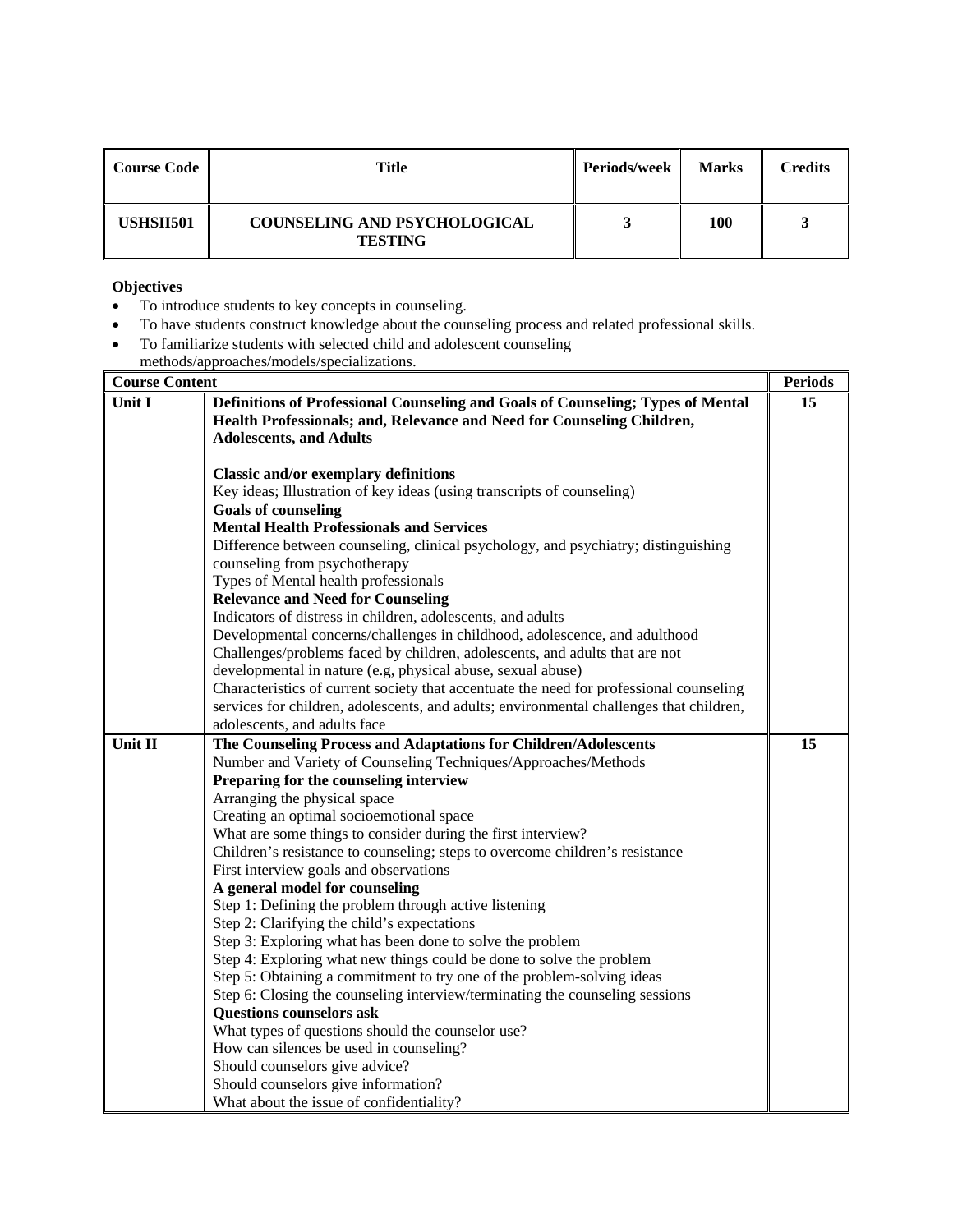| Course Code | Title | Periods/week | Marks | Credits |
|---|---|---|---|---|
| USHSII501 | COUNSELING AND PSYCHOLOGICAL TESTING | 3 | 100 | 3 |

**Objectives**

- To introduce students to key concepts in counseling.
- To have students construct knowledge about the counseling process and related professional skills.
- To familiarize students with selected child and adolescent counseling methods/approaches/models/specializations.

| Course Content | | Periods |
|---|---|---|
| Unit I | **Definitions of Professional Counseling and Goals of Counseling; Types of Mental Health Professionals; and, Relevance and Need for Counseling Children, Adolescents, and Adults**<br><br>**Classic and/or exemplary definitions**<br>Key ideas; Illustration of key ideas (using transcripts of counseling)<br>**Goals of counseling**<br>**Mental Health Professionals and Services**<br>Difference between counseling, clinical psychology, and psychiatry; distinguishing counseling from psychotherapy<br>Types of Mental health professionals<br>**Relevance and Need for Counseling**<br>Indicators of distress in children, adolescents, and adults<br>Developmental concerns/challenges in childhood, adolescence, and adulthood<br>Challenges/problems faced by children, adolescents, and adults that are not developmental in nature (e.g, physical abuse, sexual abuse)<br>Characteristics of current society that accentuate the need for professional counseling services for children, adolescents, and adults; environmental challenges that children, adolescents, and adults face | 15 |
| Unit II | **The Counseling Process and Adaptations for Children/Adolescents**<br>Number and Variety of Counseling Techniques/Approaches/Methods<br>**Preparing for the counseling interview**<br>Arranging the physical space<br>Creating an optimal socioemotional space<br>What are some things to consider during the first interview?<br>Children's resistance to counseling; steps to overcome children's resistance<br>First interview goals and observations<br>**A general model for counseling**<br>Step 1: Defining the problem through active listening<br>Step 2: Clarifying the child's expectations<br>Step 3: Exploring what has been done to solve the problem<br>Step 4: Exploring what new things could be done to solve the problem<br>Step 5: Obtaining a commitment to try one of the problem-solving ideas<br>Step 6: Closing the counseling interview/terminating the counseling sessions<br>**Questions counselors ask**<br>What types of questions should the counselor use?<br>How can silences be used in counseling?<br>Should counselors give advice?<br>Should counselors give information?<br>What about the issue of confidentiality? | 15 |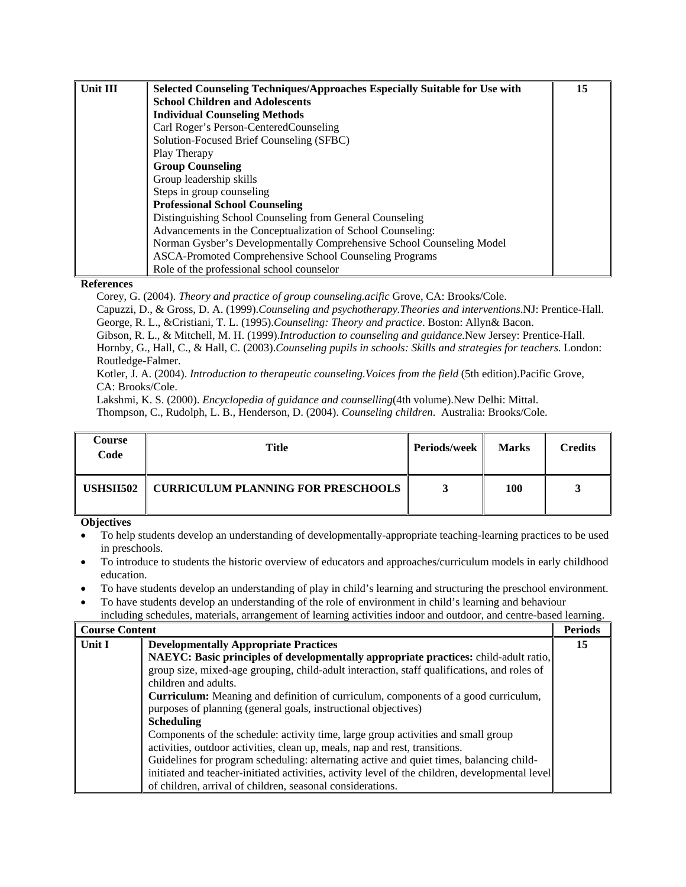| Unit III | Selected Counseling Techniques/Approaches Especially Suitable for Use with School Children and Adolescents | 15 |
|---|---|---|
| | **Individual Counseling Methods**<br>Carl Roger's Person-CenteredCounseling<br>Solution-Focused Brief Counseling (SFBC)<br>Play Therapy<br>**Group Counseling**<br>Group leadership skills<br>Steps in group counseling<br>**Professional School Counseling**<br>Distinguishing School Counseling from General Counseling<br>Advancements in the Conceptualization of School Counseling:<br>Norman Gysber's Developmentally Comprehensive School Counseling Model<br>ASCA-Promoted Comprehensive School Counseling Programs<br>Role of the professional school counselor | |

**References**

Corey, G. (2004). *Theory and practice of group counseling.acific* Grove, CA: Brooks/Cole.

Capuzzi, D., & Gross, D. A. (1999).*Counseling and psychotherapy.Theories and interventions*.NJ: Prentice-Hall.

George, R. L., &Cristiani, T. L. (1995).*Counseling: Theory and practice*. Boston: Allyn& Bacon.

Gibson, R. L., & Mitchell, M. H. (1999).*Introduction to counseling and guidance.*New Jersey: Prentice-Hall.

Hornby, G., Hall, C., & Hall, C. (2003).*Counseling pupils in schools: Skills and strategies for teachers.* London: Routledge-Falmer.

Kotler, J. A. (2004). *Introduction to therapeutic counseling.Voices from the field* (5th edition).Pacific Grove, CA: Brooks/Cole.

Lakshmi, K. S. (2000). *Encyclopedia of guidance and counselling*(4th volume).New Delhi: Mittal.

Thompson, C., Rudolph, L. B., Henderson, D. (2004). *Counseling children*. Australia: Brooks/Cole.

| Course Code | Title | Periods/week | Marks | Credits |
|---|---|---|---|---|
| **USHSII502** | **CURRICULUM PLANNING FOR PRESCHOOLS** | **3** | **100** | **3** |

**Objectives**

- To help students develop an understanding of developmentally-appropriate teaching-learning practices to be used in preschools.
- To introduce to students the historic overview of educators and approaches/curriculum models in early childhood education.
- To have students develop an understanding of play in child's learning and structuring the preschool environment.
- To have students develop an understanding of the role of environment in child's learning and behaviour including schedules, materials, arrangement of learning activities indoor and outdoor, and centre-based learning.

| Course Content | | Periods |
|---|---|---|
| **Unit I** | **Developmentally Appropriate Practices**<br>**NAEYC: Basic principles of developmentally appropriate practices:** child-adult ratio, group size, mixed-age grouping, child-adult interaction, staff qualifications, and roles of children and adults.<br>**Curriculum:** Meaning and definition of curriculum, components of a good curriculum, purposes of planning (general goals, instructional objectives)<br>**Scheduling**<br>Components of the schedule: activity time, large group activities and small group activities, outdoor activities, clean up, meals, nap and rest, transitions.<br>Guidelines for program scheduling: alternating active and quiet times, balancing child-initiated and teacher-initiated activities, activity level of the children, developmental level of children, arrival of children, seasonal considerations. | 15 |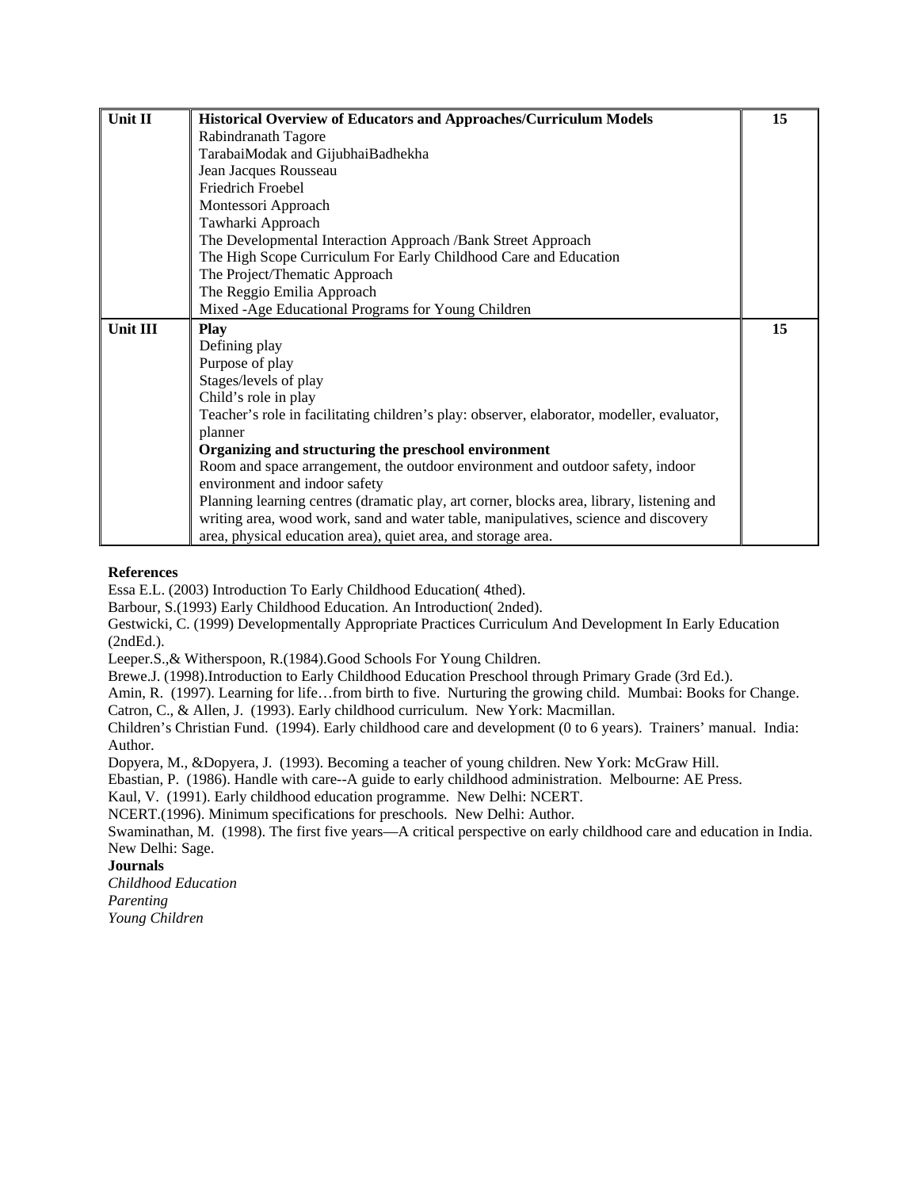| Unit II | **Historical Overview of Educators and Approaches/Curriculum Models**<br>Rabindranath Tagore<br>TarabaiModak and GijubhaiBadhekha<br>Jean Jacques Rousseau<br>Friedrich Froebel<br>Montessori Approach<br>Tawharki Approach<br>The Developmental Interaction Approach /Bank Street Approach<br>The High Scope Curriculum For Early Childhood Care and Education<br>The Project/Thematic Approach<br>The Reggio Emilia Approach<br>Mixed -Age Educational Programs for Young Children | 15 |
|---|---|---|
| Unit III | **Play**<br>Defining play<br>Purpose of play<br>Stages/levels of play<br>Child's role in play<br>Teacher's role in facilitating children's play: observer, elaborator, modeller, evaluator, planner<br>**Organizing and structuring the preschool environment**<br>Room and space arrangement, the outdoor environment and outdoor safety, indoor environment and indoor safety<br>Planning learning centres (dramatic play, art corner, blocks area, library, listening and writing area, wood work, sand and water table, manipulatives, science and discovery area, physical education area), quiet area, and storage area. | 15 |

**References**

Essa E.L. (2003) Introduction To Early Childhood Education( 4thed).
Barbour, S.(1993) Early Childhood Education. An Introduction( 2nded).
Gestwicki, C. (1999) Developmentally Appropriate Practices Curriculum And Development In Early Education (2ndEd.).
Leeper.S.,& Witherspoon, R.(1984).Good Schools For Young Children.
Brewe.J. (1998).Introduction to Early Childhood Education Preschool through Primary Grade (3rd Ed.).
Amin, R. (1997). Learning for life…from birth to five. Nurturing the growing child. Mumbai: Books for Change.
Catron, C., & Allen, J. (1993). Early childhood curriculum. New York: Macmillan.
Children's Christian Fund. (1994). Early childhood care and development (0 to 6 years). Trainers' manual. India: Author.
Dopyera, M., &Dopyera, J. (1993). Becoming a teacher of young children. New York: McGraw Hill.
Ebastian, P. (1986). Handle with care--A guide to early childhood administration. Melbourne: AE Press.
Kaul, V. (1991). Early childhood education programme. New Delhi: NCERT.
NCERT.(1996). Minimum specifications for preschools. New Delhi: Author.
Swaminathan, M. (1998). The first five years—A critical perspective on early childhood care and education in India. New Delhi: Sage.

**Journals**

*Childhood Education*
*Parenting*
*Young Children*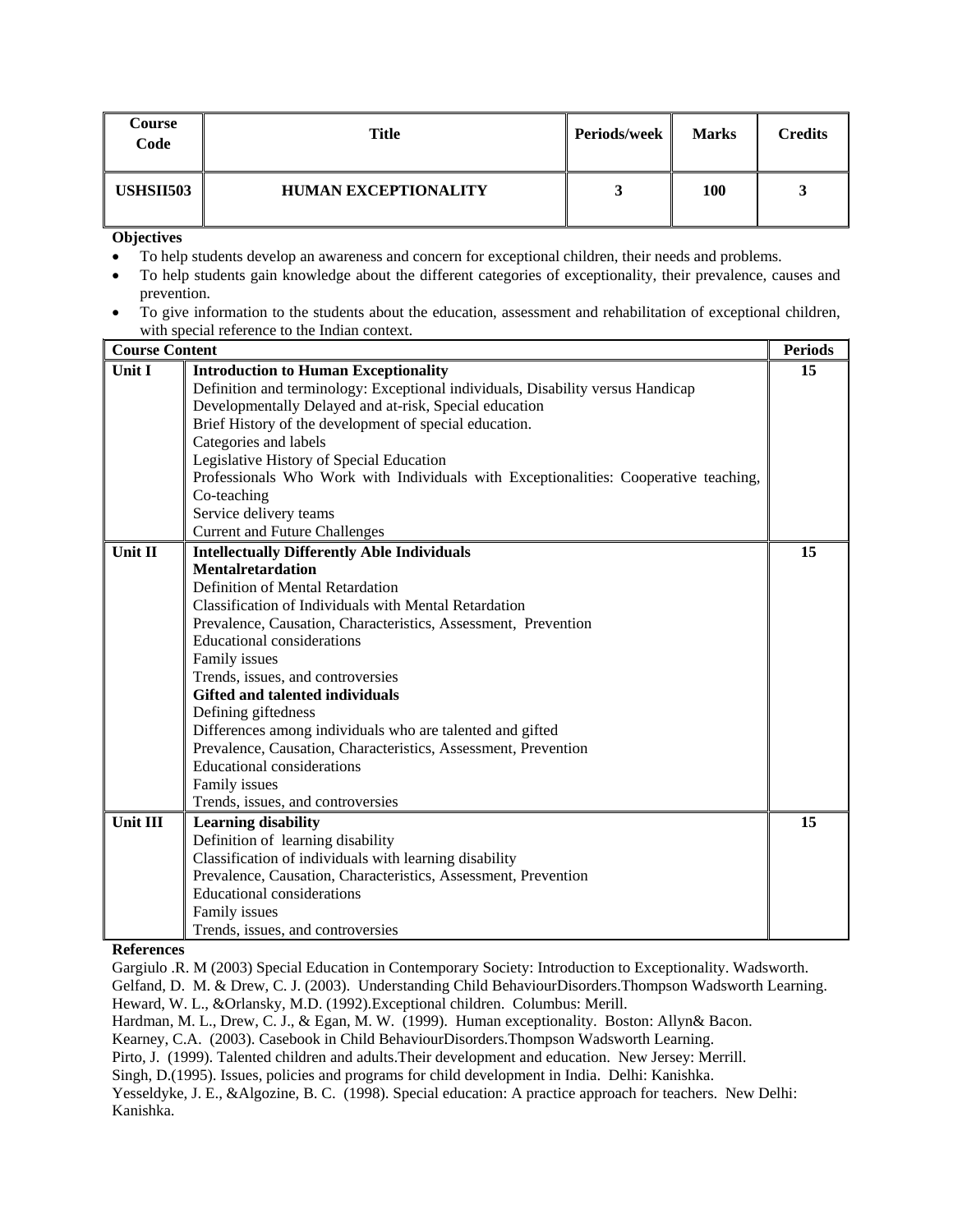| Course Code | Title | Periods/week | Marks | Credits |
| --- | --- | --- | --- | --- |
| USHSII503 | HUMAN EXCEPTIONALITY | 3 | 100 | 3 |

**Objectives**

- To help students develop an awareness and concern for exceptional children, their needs and problems.
- To help students gain knowledge about the different categories of exceptionality, their prevalence, causes and prevention.
- To give information to the students about the education, assessment and rehabilitation of exceptional children, with special reference to the Indian context.

| Course Content | | Periods |
| --- | --- | --- |
| Unit I | **Introduction to Human Exceptionality**<br>Definition and terminology: Exceptional individuals, Disability versus Handicap<br>Developmentally Delayed and at-risk, Special education<br>Brief History of the development of special education.<br>Categories and labels<br>Legislative History of Special Education<br>Professionals Who Work with Individuals with Exceptionalities: Cooperative teaching, Co-teaching<br>Service delivery teams<br>Current and Future Challenges | 15 |
| Unit II | **Intellectually Differently Able Individuals**<br>**Mentalretardation**<br>Definition of Mental Retardation<br>Classification of Individuals with Mental Retardation<br>Prevalence, Causation, Characteristics, Assessment, Prevention<br>Educational considerations<br>Family issues<br>Trends, issues, and controversies<br>**Gifted and talented individuals**<br>Defining giftedness<br>Differences among individuals who are talented and gifted<br>Prevalence, Causation, Characteristics, Assessment, Prevention<br>Educational considerations<br>Family issues<br>Trends, issues, and controversies | 15 |
| Unit III | **Learning disability**<br>Definition of learning disability<br>Classification of individuals with learning disability<br>Prevalence, Causation, Characteristics, Assessment, Prevention<br>Educational considerations<br>Family issues<br>Trends, issues, and controversies | 15 |

**References**

Gargiulo .R. M (2003) Special Education in Contemporary Society: Introduction to Exceptionality. Wadsworth.
Gelfand, D. M. & Drew, C. J. (2003). Understanding Child BehaviourDisorders.Thompson Wadsworth Learning.
Heward, W. L., &Orlansky, M.D. (1992).Exceptional children. Columbus: Merill.
Hardman, M. L., Drew, C. J., & Egan, M. W. (1999). Human exceptionality. Boston: Allyn& Bacon.
Kearney, C.A. (2003). Casebook in Child BehaviourDisorders.Thompson Wadsworth Learning.
Pirto, J. (1999). Talented children and adults.Their development and education. New Jersey: Merrill.
Singh, D.(1995). Issues, policies and programs for child development in India. Delhi: Kanishka.
Yesseldyke, J. E., &Algozine, B. C. (1998). Special education: A practice approach for teachers. New Delhi: Kanishka.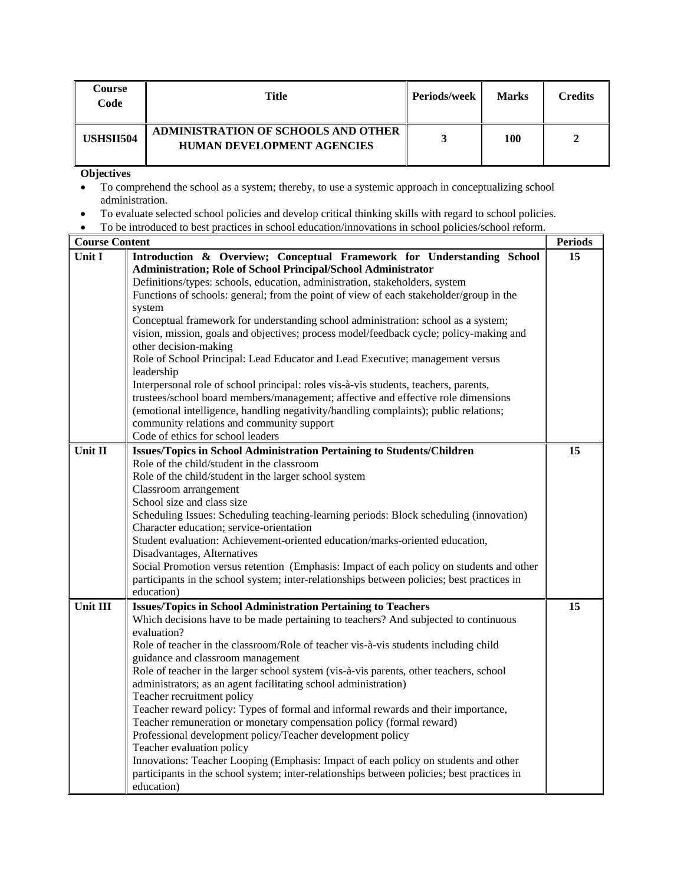| Course Code | Title | Periods/week | Marks | Credits |
|---|---|---|---|---|
| USHSII504 | ADMINISTRATION OF SCHOOLS AND OTHER HUMAN DEVELOPMENT AGENCIES | 3 | 100 | 2 |

**Objectives**

- To comprehend the school as a system; thereby, to use a systemic approach in conceptualizing school administration.
- To evaluate selected school policies and develop critical thinking skills with regard to school policies.
- To be introduced to best practices in school education/innovations in school policies/school reform.

| Course Content | | Periods |
|---|---|---|
| Unit I | **Introduction & Overview; Conceptual Framework for Understanding School Administration; Role of School Principal/School Administrator**<br>Definitions/types: schools, education, administration, stakeholders, system<br>Functions of schools: general; from the point of view of each stakeholder/group in the system<br>Conceptual framework for understanding school administration: school as a system; vision, mission, goals and objectives; process model/feedback cycle; policy-making and other decision-making<br>Role of School Principal: Lead Educator and Lead Executive; management versus leadership<br>Interpersonal role of school principal: roles vis-à-vis students, teachers, parents, trustees/school board members/management; affective and effective role dimensions (emotional intelligence, handling negativity/handling complaints); public relations; community relations and community support<br>Code of ethics for school leaders | 15 |
| Unit II | **Issues/Topics in School Administration Pertaining to Students/Children**<br>Role of the child/student in the classroom<br>Role of the child/student in the larger school system<br>Classroom arrangement<br>School size and class size<br>Scheduling Issues: Scheduling teaching-learning periods: Block scheduling (innovation)<br>Character education; service-orientation<br>Student evaluation: Achievement-oriented education/marks-oriented education, Disadvantages, Alternatives<br>Social Promotion versus retention (Emphasis: Impact of each policy on students and other participants in the school system; inter-relationships between policies; best practices in education) | 15 |
| Unit III | **Issues/Topics in School Administration Pertaining to Teachers**<br>Which decisions have to be made pertaining to teachers? And subjected to continuous evaluation?<br>Role of teacher in the classroom/Role of teacher vis-à-vis students including child guidance and classroom management<br>Role of teacher in the larger school system (vis-à-vis parents, other teachers, school administrators; as an agent facilitating school administration)<br>Teacher recruitment policy<br>Teacher reward policy: Types of formal and informal rewards and their importance,<br>Teacher remuneration or monetary compensation policy (formal reward)<br>Professional development policy/Teacher development policy<br>Teacher evaluation policy<br>Innovations: Teacher Looping (Emphasis: Impact of each policy on students and other participants in the school system; inter-relationships between policies; best practices in education) | 15 |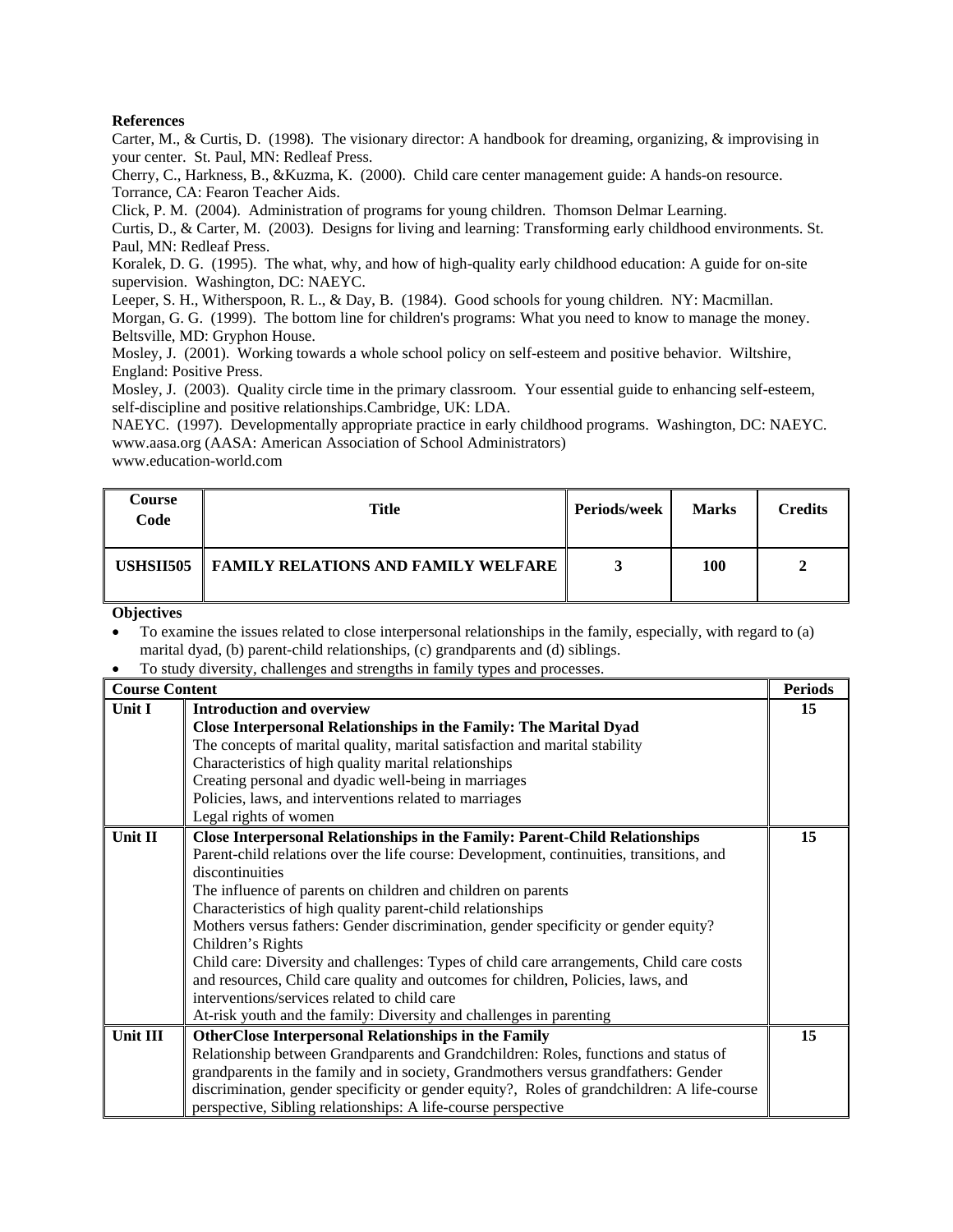**References**

Carter, M., & Curtis, D. (1998). The visionary director: A handbook for dreaming, organizing, & improvising in your center. St. Paul, MN: Redleaf Press.

Cherry, C., Harkness, B., &Kuzma, K. (2000). Child care center management guide: A hands-on resource. Torrance, CA: Fearon Teacher Aids.

Click, P. M. (2004). Administration of programs for young children. Thomson Delmar Learning.

Curtis, D., & Carter, M. (2003). Designs for living and learning: Transforming early childhood environments. St. Paul, MN: Redleaf Press.

Koralek, D. G. (1995). The what, why, and how of high-quality early childhood education: A guide for on-site supervision. Washington, DC: NAEYC.

Leeper, S. H., Witherspoon, R. L., & Day, B. (1984). Good schools for young children. NY: Macmillan.

Morgan, G. G. (1999). The bottom line for children's programs: What you need to know to manage the money. Beltsville, MD: Gryphon House.

Mosley, J. (2001). Working towards a whole school policy on self-esteem and positive behavior. Wiltshire, England: Positive Press.

Mosley, J. (2003). Quality circle time in the primary classroom. Your essential guide to enhancing self-esteem, self-discipline and positive relationships.Cambridge, UK: LDA.

NAEYC. (1997). Developmentally appropriate practice in early childhood programs. Washington, DC: NAEYC.

www.aasa.org (AASA: American Association of School Administrators)

www.education-world.com

| Course Code | Title | Periods/week | Marks | Credits |
|---|---|---|---|---|
| **USHSII505** | **FAMILY RELATIONS AND FAMILY WELFARE** | **3** | **100** | **2** |

**Objectives**

- To examine the issues related to close interpersonal relationships in the family, especially, with regard to (a) marital dyad, (b) parent-child relationships, (c) grandparents and (d) siblings.
- To study diversity, challenges and strengths in family types and processes.

| Course Content | | Periods |
|---|---|---|
| **Unit I** | **Introduction and overview**<br>**Close Interpersonal Relationships in the Family: The Marital Dyad**<br>The concepts of marital quality, marital satisfaction and marital stability<br>Characteristics of high quality marital relationships<br>Creating personal and dyadic well-being in marriages<br>Policies, laws, and interventions related to marriages<br>Legal rights of women | **15** |
| **Unit II** | **Close Interpersonal Relationships in the Family: Parent-Child Relationships**<br>Parent-child relations over the life course: Development, continuities, transitions, and discontinuities<br>The influence of parents on children and children on parents<br>Characteristics of high quality parent-child relationships<br>Mothers versus fathers: Gender discrimination, gender specificity or gender equity?<br>Children's Rights<br>Child care: Diversity and challenges: Types of child care arrangements, Child care costs and resources, Child care quality and outcomes for children, Policies, laws, and interventions/services related to child care<br>At-risk youth and the family: Diversity and challenges in parenting | **15** |
| **Unit III** | **OtherClose Interpersonal Relationships in the Family**<br>Relationship between Grandparents and Grandchildren: Roles, functions and status of grandparents in the family and in society, Grandmothers versus grandfathers: Gender discrimination, gender specificity or gender equity?, Roles of grandchildren: A life-course perspective, Sibling relationships: A life-course perspective | **15** |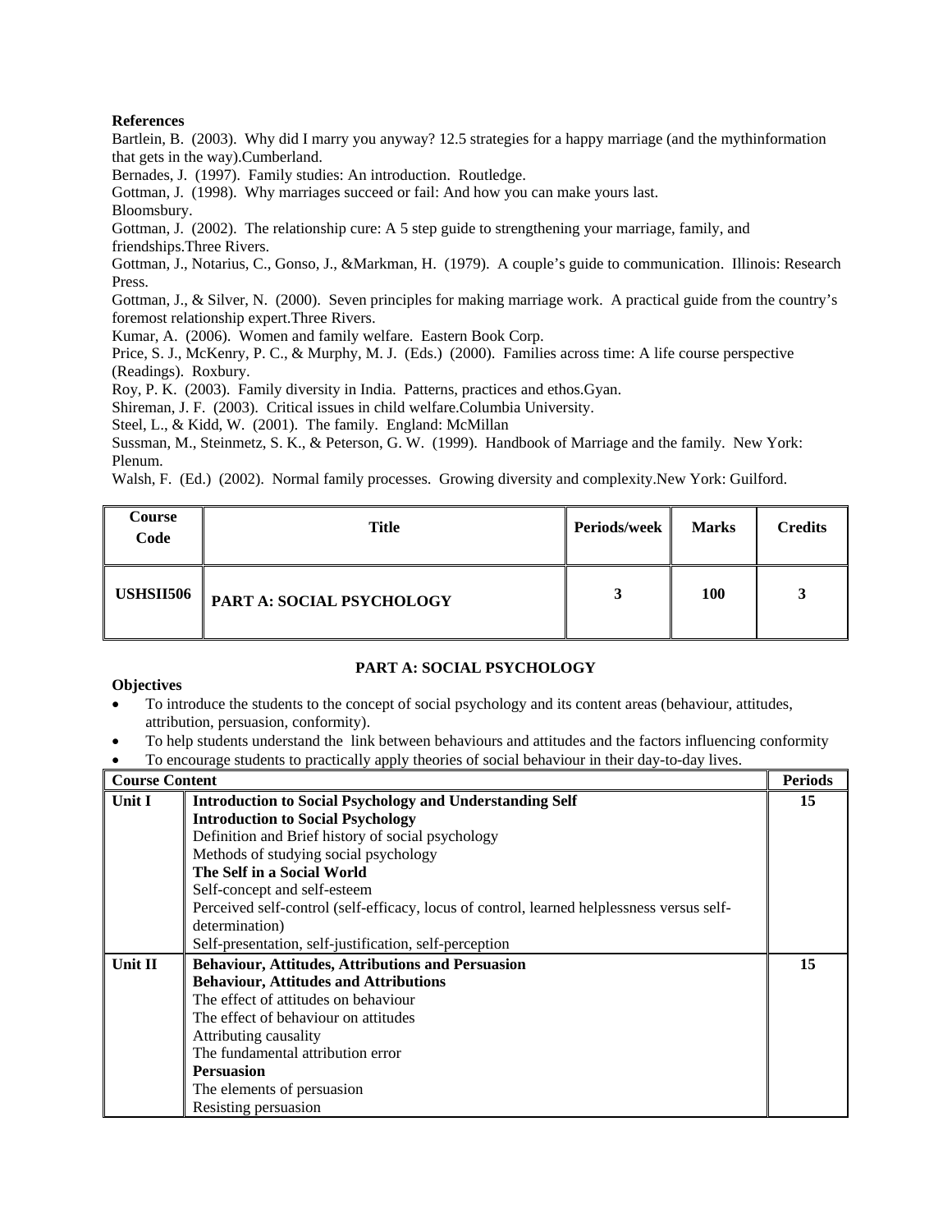**References**

Bartlein, B. (2003). Why did I marry you anyway? 12.5 strategies for a happy marriage (and the mythinformation that gets in the way).Cumberland.
Bernades, J. (1997). Family studies: An introduction. Routledge.
Gottman, J. (1998). Why marriages succeed or fail: And how you can make yours last. Bloomsbury.
Gottman, J. (2002). The relationship cure: A 5 step guide to strengthening your marriage, family, and friendships.Three Rivers.
Gottman, J., Notarius, C., Gonso, J., &Markman, H. (1979). A couple's guide to communication. Illinois: Research Press.
Gottman, J., & Silver, N. (2000). Seven principles for making marriage work. A practical guide from the country's foremost relationship expert.Three Rivers.
Kumar, A. (2006). Women and family welfare. Eastern Book Corp.
Price, S. J., McKenry, P. C., & Murphy, M. J. (Eds.) (2000). Families across time: A life course perspective (Readings). Roxbury.
Roy, P. K. (2003). Family diversity in India. Patterns, practices and ethos.Gyan.
Shireman, J. F. (2003). Critical issues in child welfare.Columbia University.
Steel, L., & Kidd, W. (2001). The family. England: McMillan
Sussman, M., Steinmetz, S. K., & Peterson, G. W. (1999). Handbook of Marriage and the family. New York: Plenum.
Walsh, F. (Ed.) (2002). Normal family processes. Growing diversity and complexity.New York: Guilford.

| Course Code | Title | Periods/week | Marks | Credits |
|---|---|---|---|---|
| USHSII506 | PART A: SOCIAL PSYCHOLOGY | 3 | 100 | 3 |

## PART A: SOCIAL PSYCHOLOGY

**Objectives**

- To introduce the students to the concept of social psychology and its content areas (behaviour, attitudes, attribution, persuasion, conformity).
- To help students understand the link between behaviours and attitudes and the factors influencing conformity
- To encourage students to practically apply theories of social behaviour in their day-to-day lives.

| Course Content | | Periods |
|---|---|---|
| Unit I | **Introduction to Social Psychology and Understanding Self**<br>**Introduction to Social Psychology**<br>Definition and Brief history of social psychology<br>Methods of studying social psychology<br>**The Self in a Social World**<br>Self-concept and self-esteem<br>Perceived self-control (self-efficacy, locus of control, learned helplessness versus self-determination)<br>Self-presentation, self-justification, self-perception | 15 |
| Unit II | **Behaviour, Attitudes, Attributions and Persuasion**<br>**Behaviour, Attitudes and Attributions**<br>The effect of attitudes on behaviour<br>The effect of behaviour on attitudes<br>Attributing causality<br>The fundamental attribution error<br>**Persuasion**<br>The elements of persuasion<br>Resisting persuasion | 15 |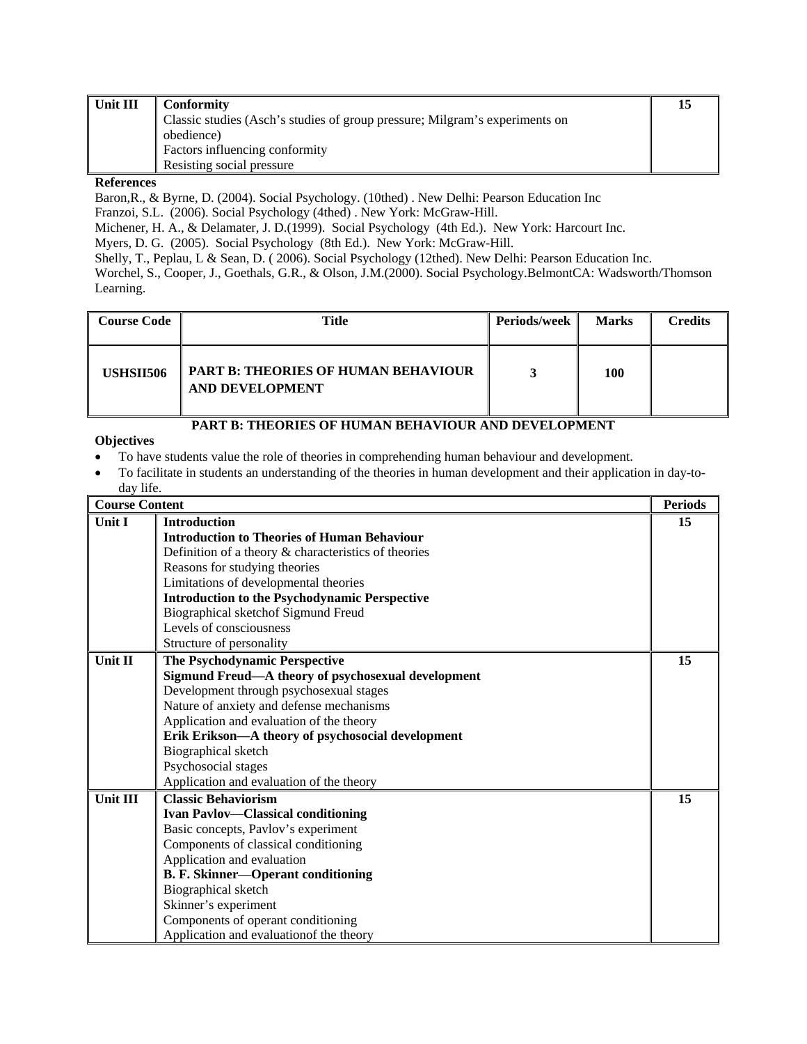| Unit III | **Conformity**<br>Classic studies (Asch's studies of group pressure; Milgram's experiments on obedience)<br>Factors influencing conformity<br>Resisting social pressure | 15 |
|---|---|---|

**References**

Baron,R., & Byrne, D. (2004). Social Psychology. (10thed) . New Delhi: Pearson Education Inc

Franzoi, S.L. (2006). Social Psychology (4thed) . New York: McGraw-Hill.

Michener, H. A., & Delamater, J. D.(1999). Social Psychology (4th Ed.). New York: Harcourt Inc.

Myers, D. G. (2005). Social Psychology (8th Ed.). New York: McGraw-Hill.

Shelly, T., Peplau, L & Sean, D. ( 2006). Social Psychology (12thed). New Delhi: Pearson Education Inc.

Worchel, S., Cooper, J., Goethals, G.R., & Olson, J.M.(2000). Social Psychology.BelmontCA: Wadsworth/Thomson Learning.

| Course Code | Title | Periods/week | Marks | Credits |
|---|---|---|---|---|
| **USHSII506** | **PART B: THEORIES OF HUMAN BEHAVIOUR AND DEVELOPMENT** | **3** | **100** | |

## PART B: THEORIES OF HUMAN BEHAVIOUR AND DEVELOPMENT

**Objectives**

- To have students value the role of theories in comprehending human behaviour and development.
- To facilitate in students an understanding of the theories in human development and their application in day-to-day life.

| Course Content | | Periods |
|---|---|---|
| **Unit I** | **Introduction**<br>**Introduction to Theories of Human Behaviour**<br>Definition of a theory & characteristics of theories<br>Reasons for studying theories<br>Limitations of developmental theories<br>**Introduction to the Psychodynamic Perspective**<br>Biographical sketchof Sigmund Freud<br>Levels of consciousness<br>Structure of personality | **15** |
| **Unit II** | **The Psychodynamic Perspective**<br>**Sigmund Freud—A theory of psychosexual development**<br>Development through psychosexual stages<br>Nature of anxiety and defense mechanisms<br>Application and evaluation of the theory<br>**Erik Erikson—A theory of psychosocial development**<br>Biographical sketch<br>Psychosocial stages<br>Application and evaluation of the theory | **15** |
| **Unit III** | **Classic Behaviorism**<br>**Ivan Pavlov—Classical conditioning**<br>Basic concepts, Pavlov's experiment<br>Components of classical conditioning<br>Application and evaluation<br>**B. F. Skinner—Operant conditioning**<br>Biographical sketch<br>Skinner's experiment<br>Components of operant conditioning<br>Application and evaluationof the theory | **15** |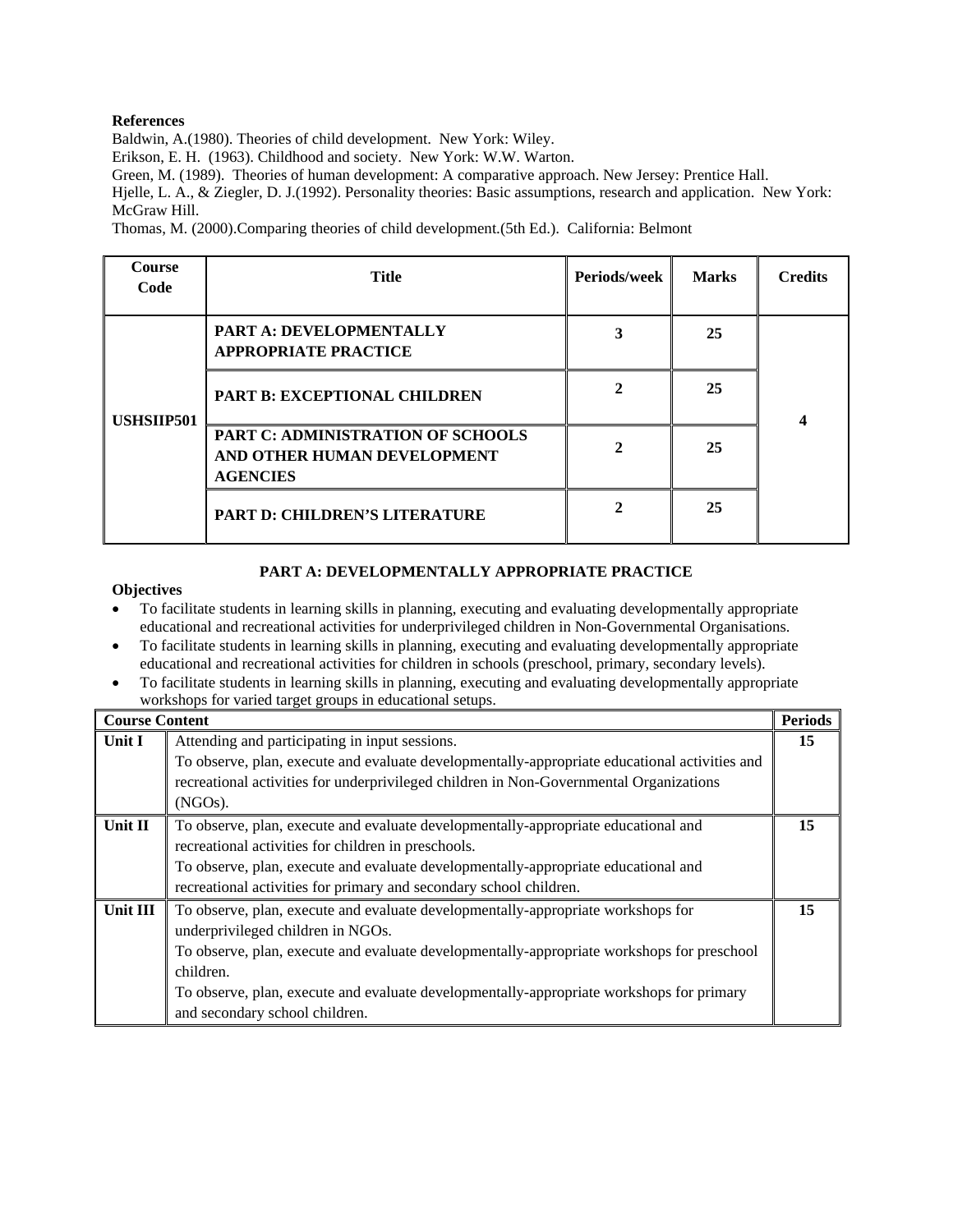**References**

Baldwin, A.(1980). Theories of child development. New York: Wiley.

Erikson, E. H. (1963). Childhood and society. New York: W.W. Warton.

Green, M. (1989). Theories of human development: A comparative approach. New Jersey: Prentice Hall.

Hjelle, L. A., & Ziegler, D. J.(1992). Personality theories: Basic assumptions, research and application. New York: McGraw Hill.

Thomas, M. (2000).Comparing theories of child development.(5th Ed.). California: Belmont

| Course Code | Title | Periods/week | Marks | Credits |
|---|---|---|---|---|
| USHSIIP501 | **PART A: DEVELOPMENTALLY APPROPRIATE PRACTICE** | 3 | 25 | 4 |
| | **PART B: EXCEPTIONAL CHILDREN** | 2 | 25 | |
| | **PART C: ADMINISTRATION OF SCHOOLS AND OTHER HUMAN DEVELOPMENT AGENCIES** | 2 | 25 | |
| | **PART D: CHILDREN'S LITERATURE** | 2 | 25 | |

## PART A: DEVELOPMENTALLY APPROPRIATE PRACTICE

**Objectives**

- To facilitate students in learning skills in planning, executing and evaluating developmentally appropriate educational and recreational activities for underprivileged children in Non-Governmental Organisations.
- To facilitate students in learning skills in planning, executing and evaluating developmentally appropriate educational and recreational activities for children in schools (preschool, primary, secondary levels).
- To facilitate students in learning skills in planning, executing and evaluating developmentally appropriate workshops for varied target groups in educational setups.

| Course Content | | Periods |
|---|---|---|
| **Unit I** | Attending and participating in input sessions. To observe, plan, execute and evaluate developmentally-appropriate educational activities and recreational activities for underprivileged children in Non-Governmental Organizations (NGOs). | 15 |
| **Unit II** | To observe, plan, execute and evaluate developmentally-appropriate educational and recreational activities for children in preschools. To observe, plan, execute and evaluate developmentally-appropriate educational and recreational activities for primary and secondary school children. | 15 |
| **Unit III** | To observe, plan, execute and evaluate developmentally-appropriate workshops for underprivileged children in NGOs. To observe, plan, execute and evaluate developmentally-appropriate workshops for preschool children. To observe, plan, execute and evaluate developmentally-appropriate workshops for primary and secondary school children. | 15 |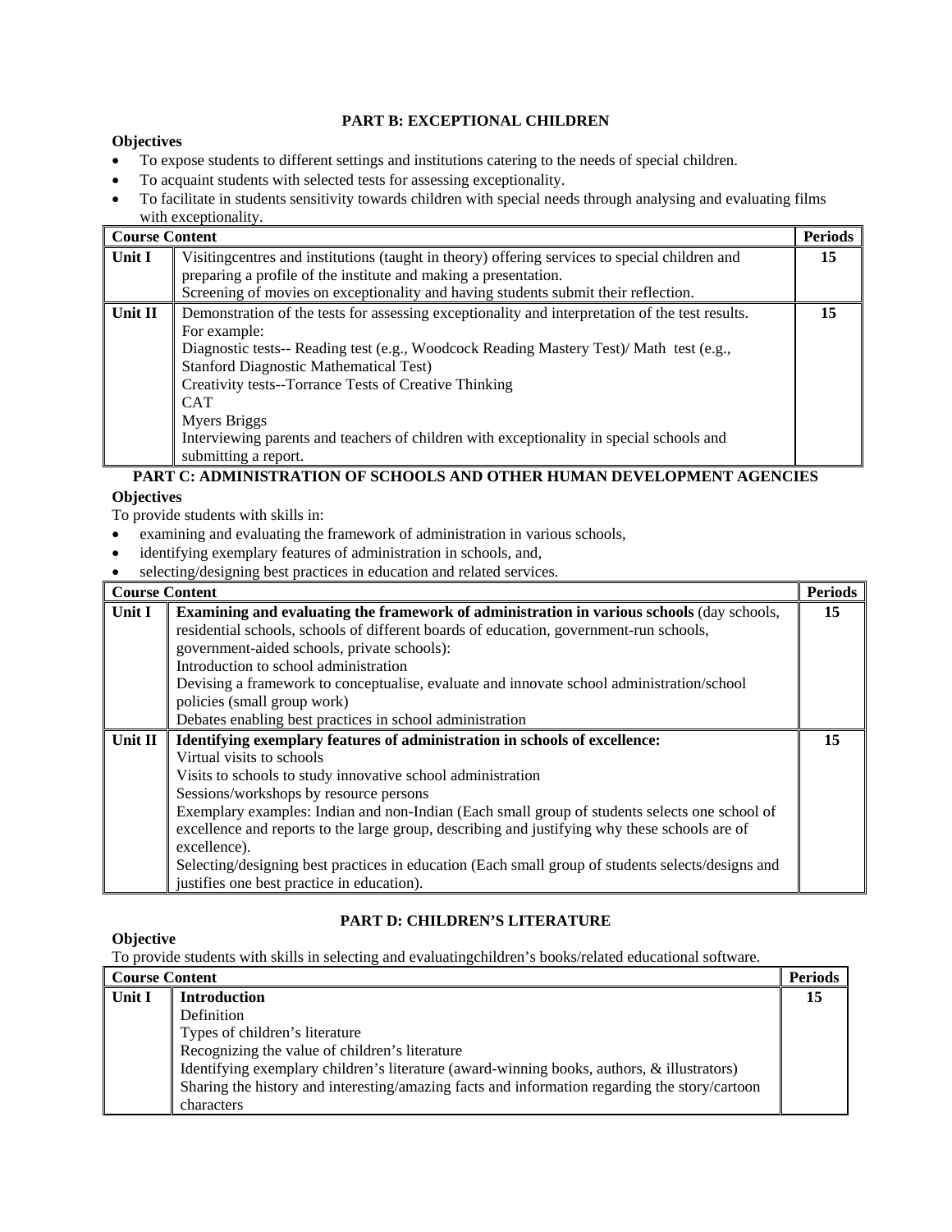## PART B: EXCEPTIONAL CHILDREN

**Objectives**

- To expose students to different settings and institutions catering to the needs of special children.
- To acquaint students with selected tests for assessing exceptionality.
- To facilitate in students sensitivity towards children with special needs through analysing and evaluating films with exceptionality.

| **Course Content** | | **Periods** |
|---|---|---|
| **Unit I** | Visitingcentres and institutions (taught in theory) offering services to special children and preparing a profile of the institute and making a presentation.<br>Screening of movies on exceptionality and having students submit their reflection. | **15** |
| **Unit II** | Demonstration of the tests for assessing exceptionality and interpretation of the test results.<br>For example:<br>Diagnostic tests-- Reading test (e.g., Woodcock Reading Mastery Test)/ Math test (e.g., Stanford Diagnostic Mathematical Test)<br>Creativity tests--Torrance Tests of Creative Thinking<br>CAT<br>Myers Briggs<br>Interviewing parents and teachers of children with exceptionality in special schools and submitting a report. | **15** |

## PART C: ADMINISTRATION OF SCHOOLS AND OTHER HUMAN DEVELOPMENT AGENCIES

**Objectives**

To provide students with skills in:

- examining and evaluating the framework of administration in various schools,
- identifying exemplary features of administration in schools, and,
- selecting/designing best practices in education and related services.

| **Course Content** | | **Periods** |
|---|---|---|
| **Unit I** | **Examining and evaluating the framework of administration in various schools** (day schools, residential schools, schools of different boards of education, government-run schools, government-aided schools, private schools):<br>Introduction to school administration<br>Devising a framework to conceptualise, evaluate and innovate school administration/school policies (small group work)<br>Debates enabling best practices in school administration | **15** |
| **Unit II** | **Identifying exemplary features of administration in schools of excellence:**<br>Virtual visits to schools<br>Visits to schools to study innovative school administration<br>Sessions/workshops by resource persons<br>Exemplary examples: Indian and non-Indian (Each small group of students selects one school of excellence and reports to the large group, describing and justifying why these schools are of excellence).<br>Selecting/designing best practices in education (Each small group of students selects/designs and justifies one best practice in education). | **15** |

## PART D: CHILDREN'S LITERATURE

**Objective**

To provide students with skills in selecting and evaluatingchildren's books/related educational software.

| **Course Content** | | **Periods** |
|---|---|---|
| **Unit I** | **Introduction**<br>Definition<br>Types of children's literature<br>Recognizing the value of children's literature<br>Identifying exemplary children's literature (award-winning books, authors, & illustrators)<br>Sharing the history and interesting/amazing facts and information regarding the story/cartoon characters | **15** |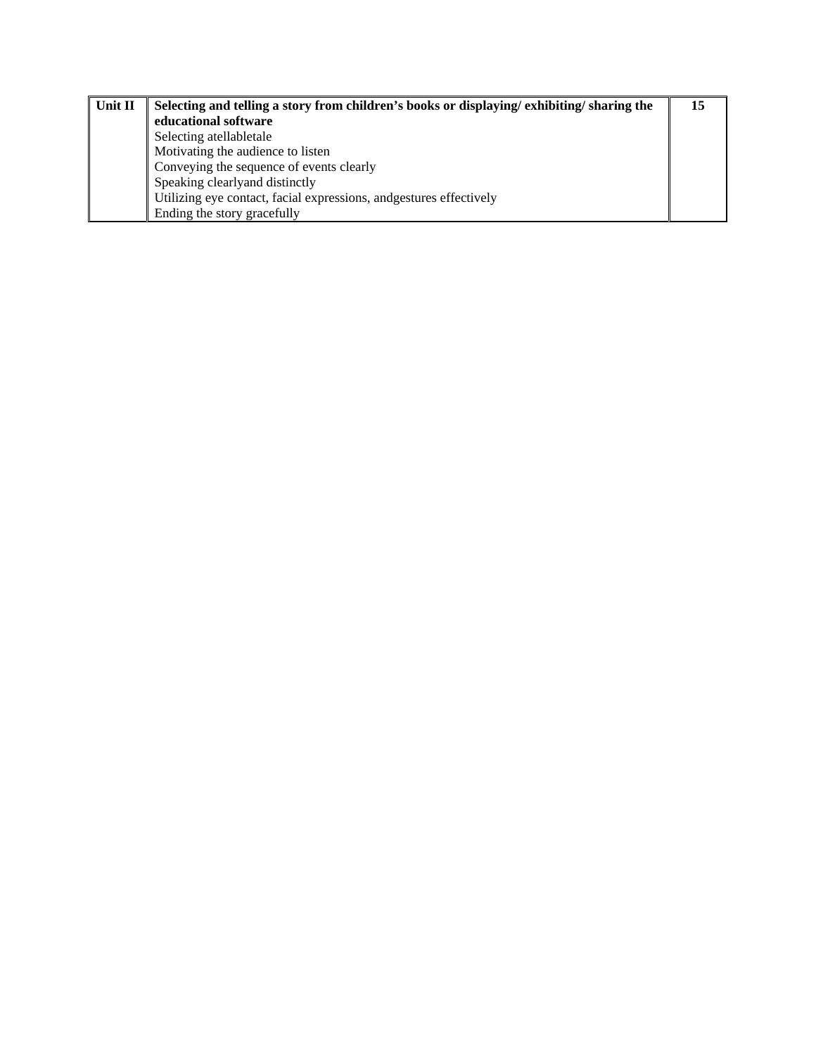| Unit II | **Selecting and telling a story from children's books or displaying/ exhibiting/ sharing the educational software**<br>Selecting atellabletale<br>Motivating the audience to listen<br>Conveying the sequence of events clearly<br>Speaking clearlyand distinctly<br>Utilizing eye contact, facial expressions, andgestures effectively<br>Ending the story gracefully | **15** |
|---|---|---|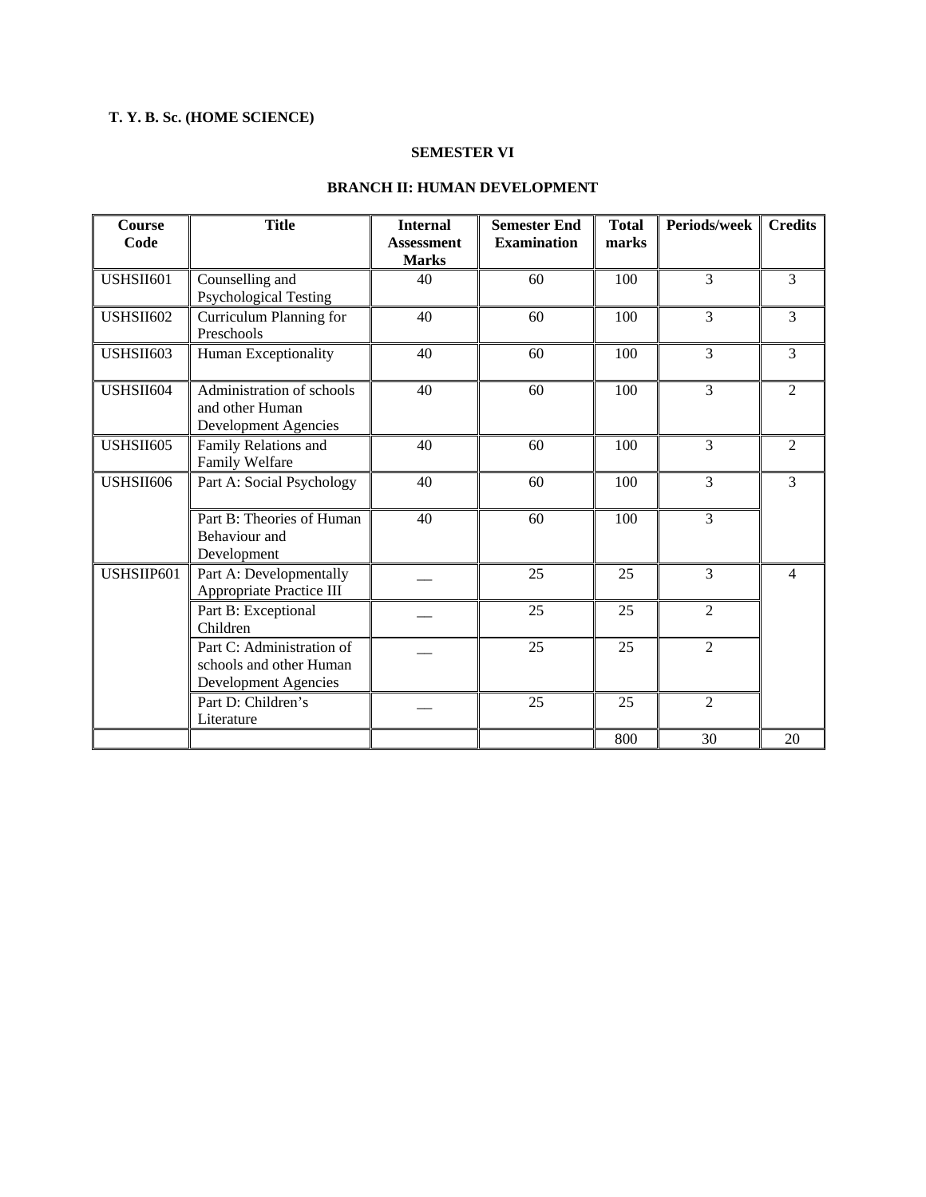**T. Y. B. Sc. (HOME SCIENCE)**

**SEMESTER VI**

**BRANCH II: HUMAN DEVELOPMENT**

| Course Code | Title | Internal Assessment Marks | Semester End Examination | Total marks | Periods/week | Credits |
|---|---|---|---|---|---|---|
| USHSII601 | Counselling and Psychological Testing | 40 | 60 | 100 | 3 | 3 |
| USHSII602 | Curriculum Planning for Preschools | 40 | 60 | 100 | 3 | 3 |
| USHSII603 | Human Exceptionality | 40 | 60 | 100 | 3 | 3 |
| USHSII604 | Administration of schools and other Human Development Agencies | 40 | 60 | 100 | 3 | 2 |
| USHSII605 | Family Relations and Family Welfare | 40 | 60 | 100 | 3 | 2 |
| USHSII606 | Part A: Social Psychology | 40 | 60 | 100 | 3 | 3 |
| | Part B: Theories of Human Behaviour and Development | 40 | 60 | 100 | 3 | |
| USHSIIP601 | Part A: Developmentally Appropriate Practice III | __ | 25 | 25 | 3 | 4 |
| | Part B: Exceptional Children | __ | 25 | 25 | 2 | |
| | Part C: Administration of schools and other Human Development Agencies | __ | 25 | 25 | 2 | |
| | Part D: Children's Literature | __ | 25 | 25 | 2 | |
| | | | | 800 | 30 | 20 |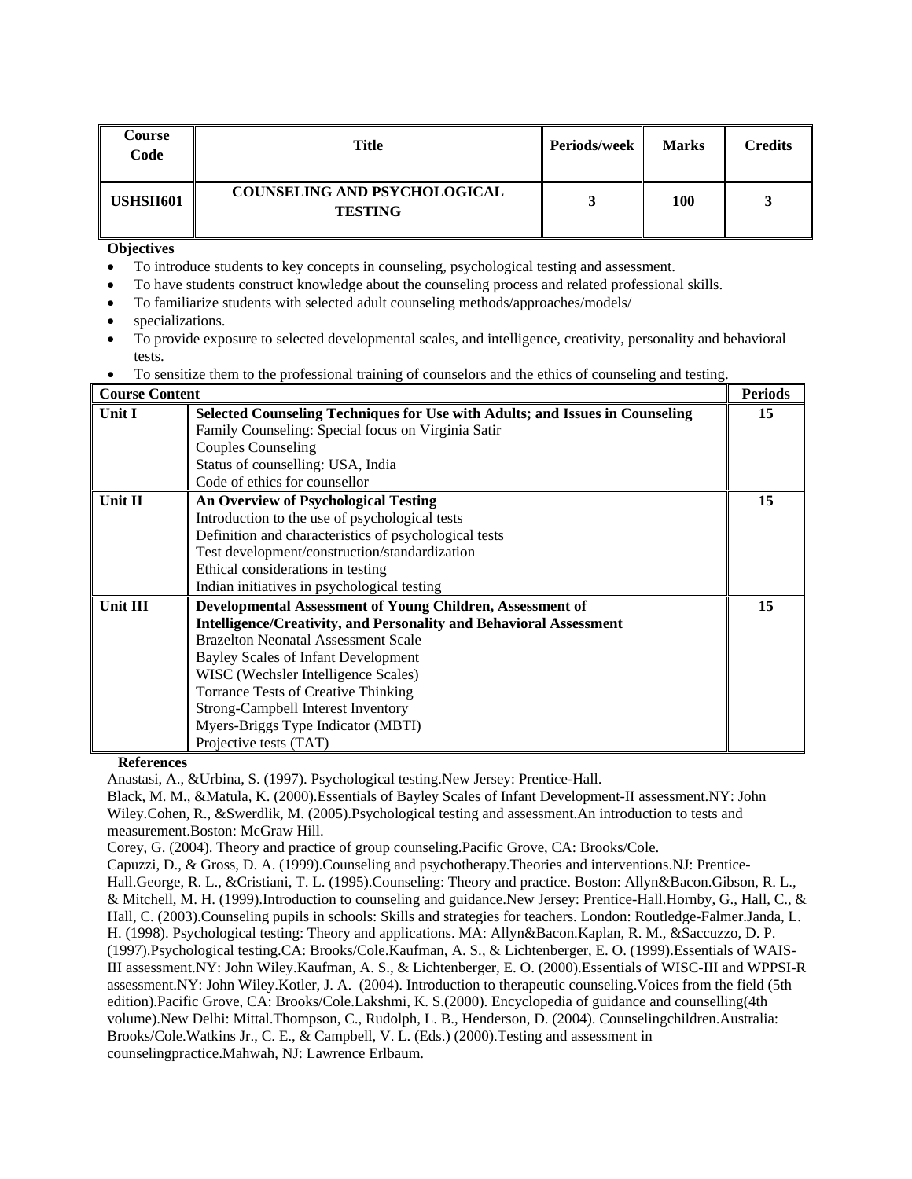| Course Code | Title | Periods/week | Marks | Credits |
|---|---|---|---|---|
| **USHSII601** | **COUNSELING AND PSYCHOLOGICAL TESTING** | **3** | **100** | **3** |

**Objectives**

- To introduce students to key concepts in counseling, psychological testing and assessment.
- To have students construct knowledge about the counseling process and related professional skills.
- To familiarize students with selected adult counseling methods/approaches/models/
- specializations.
- To provide exposure to selected developmental scales, and intelligence, creativity, personality and behavioral tests.
- To sensitize them to the professional training of counselors and the ethics of counseling and testing.

| Course Content | | Periods |
|---|---|---|
| **Unit I** | **Selected Counseling Techniques for Use with Adults; and Issues in Counseling**<br>Family Counseling: Special focus on Virginia Satir<br>Couples Counseling<br>Status of counselling: USA, India<br>Code of ethics for counsellor | **15** |
| **Unit II** | **An Overview of Psychological Testing**<br>Introduction to the use of psychological tests<br>Definition and characteristics of psychological tests<br>Test development/construction/standardization<br>Ethical considerations in testing<br>Indian initiatives in psychological testing | **15** |
| **Unit III** | **Developmental Assessment of Young Children, Assessment of Intelligence/Creativity, and Personality and Behavioral Assessment**<br>Brazelton Neonatal Assessment Scale<br>Bayley Scales of Infant Development<br>WISC (Wechsler Intelligence Scales)<br>Torrance Tests of Creative Thinking<br>Strong-Campbell Interest Inventory<br>Myers-Briggs Type Indicator (MBTI)<br>Projective tests (TAT) | **15** |

**References**

Anastasi, A., &Urbina, S. (1997). Psychological testing.New Jersey: Prentice-Hall.

Black, M. M., &Matula, K. (2000).Essentials of Bayley Scales of Infant Development-II assessment.NY: John Wiley.Cohen, R., &Swerdlik, M. (2005).Psychological testing and assessment.An introduction to tests and measurement.Boston: McGraw Hill.

Corey, G. (2004). Theory and practice of group counseling.Pacific Grove, CA: Brooks/Cole.

Capuzzi, D., & Gross, D. A. (1999).Counseling and psychotherapy.Theories and interventions.NJ: Prentice-Hall.George, R. L., &Cristiani, T. L. (1995).Counseling: Theory and practice. Boston: Allyn&Bacon.Gibson, R. L., & Mitchell, M. H. (1999).Introduction to counseling and guidance.New Jersey: Prentice-Hall.Hornby, G., Hall, C., & Hall, C. (2003).Counseling pupils in schools: Skills and strategies for teachers. London: Routledge-Falmer.Janda, L. H. (1998). Psychological testing: Theory and applications. MA: Allyn&Bacon.Kaplan, R. M., &Saccuzzo, D. P. (1997).Psychological testing.CA: Brooks/Cole.Kaufman, A. S., & Lichtenberger, E. O. (1999).Essentials of WAIS-III assessment.NY: John Wiley.Kaufman, A. S., & Lichtenberger, E. O. (2000).Essentials of WISC-III and WPPSI-R assessment.NY: John Wiley.Kotler, J. A. (2004). Introduction to therapeutic counseling.Voices from the field (5th edition).Pacific Grove, CA: Brooks/Cole.Lakshmi, K. S.(2000). Encyclopedia of guidance and counselling(4th volume).New Delhi: Mittal.Thompson, C., Rudolph, L. B., Henderson, D. (2004). Counselingchildren.Australia: Brooks/Cole.Watkins Jr., C. E., & Campbell, V. L. (Eds.) (2000).Testing and assessment in counselingpractice.Mahwah, NJ: Lawrence Erlbaum.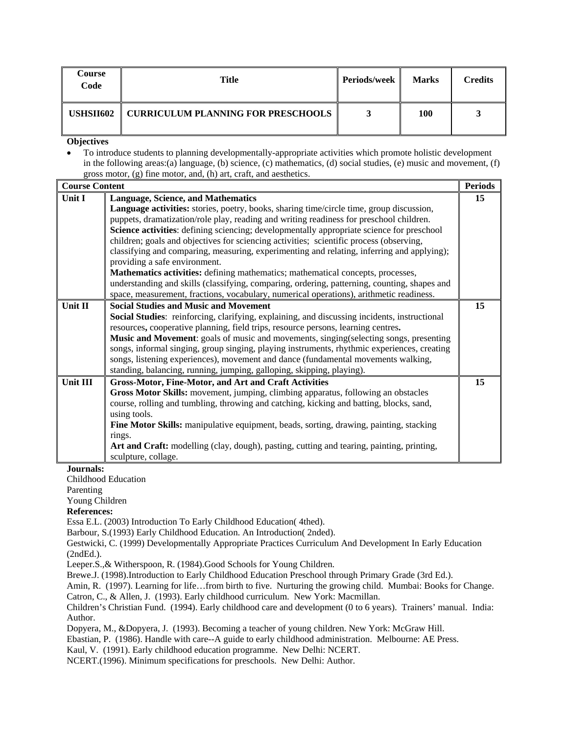| Course Code | Title | Periods/week | Marks | Credits |
|---|---|---|---|---|
| USHSII602 | CURRICULUM PLANNING FOR PRESCHOOLS | 3 | 100 | 3 |

**Objectives**

- To introduce students to planning developmentally-appropriate activities which promote holistic development in the following areas:(a) language, (b) science, (c) mathematics, (d) social studies, (e) music and movement, (f) gross motor, (g) fine motor, and, (h) art, craft, and aesthetics.

| Course Content | | Periods |
|---|---|---|
| Unit I | **Language, Science, and Mathematics**<br>**Language activities:** stories, poetry, books, sharing time/circle time, group discussion, puppets, dramatization/role play, reading and writing readiness for preschool children.<br>**Science activities**: defining sciencing; developmentally appropriate science for preschool children; goals and objectives for sciencing activities; scientific process (observing, classifying and comparing, measuring, experimenting and relating, inferring and applying); providing a safe environment.<br>**Mathematics activities:** defining mathematics; mathematical concepts, processes, understanding and skills (classifying, comparing, ordering, patterning, counting, shapes and space, measurement, fractions, vocabulary, numerical operations), arithmetic readiness. | 15 |
| Unit II | **Social Studies and Music and Movement**<br>**Social Studies**: reinforcing, clarifying, explaining, and discussing incidents, instructional resources**,** cooperative planning, field trips, resource persons, learning centres**.**<br>**Music and Movement**: goals of music and movements, singing(selecting songs, presenting songs, informal singing, group singing, playing instruments, rhythmic experiences, creating songs, listening experiences), movement and dance (fundamental movements walking, standing, balancing, running, jumping, galloping, skipping, playing). | 15 |
| Unit III | **Gross-Motor, Fine-Motor, and Art and Craft Activities**<br>**Gross Motor Skills:** movement, jumping, climbing apparatus, following an obstacles course, rolling and tumbling, throwing and catching, kicking and batting, blocks, sand, using tools.<br>**Fine Motor Skills:** manipulative equipment, beads, sorting, drawing, painting, stacking rings.<br>**Art and Craft:** modelling (clay, dough), pasting, cutting and tearing, painting, printing, sculpture, collage. | 15 |

**Journals:**

Childhood Education
Parenting
Young Children

**References:**

Essa E.L. (2003) Introduction To Early Childhood Education( 4thed).
Barbour, S.(1993) Early Childhood Education. An Introduction( 2nded).
Gestwicki, C. (1999) Developmentally Appropriate Practices Curriculum And Development In Early Education (2ndEd.).
Leeper.S.,& Witherspoon, R. (1984).Good Schools for Young Children.
Brewe.J. (1998).Introduction to Early Childhood Education Preschool through Primary Grade (3rd Ed.).
Amin, R. (1997). Learning for life…from birth to five. Nurturing the growing child. Mumbai: Books for Change.
Catron, C., & Allen, J. (1993). Early childhood curriculum. New York: Macmillan.
Children's Christian Fund. (1994). Early childhood care and development (0 to 6 years). Trainers' manual. India: Author.
Dopyera, M., &Dopyera, J. (1993). Becoming a teacher of young children. New York: McGraw Hill.
Ebastian, P. (1986). Handle with care--A guide to early childhood administration. Melbourne: AE Press.
Kaul, V. (1991). Early childhood education programme. New Delhi: NCERT.
NCERT.(1996). Minimum specifications for preschools. New Delhi: Author.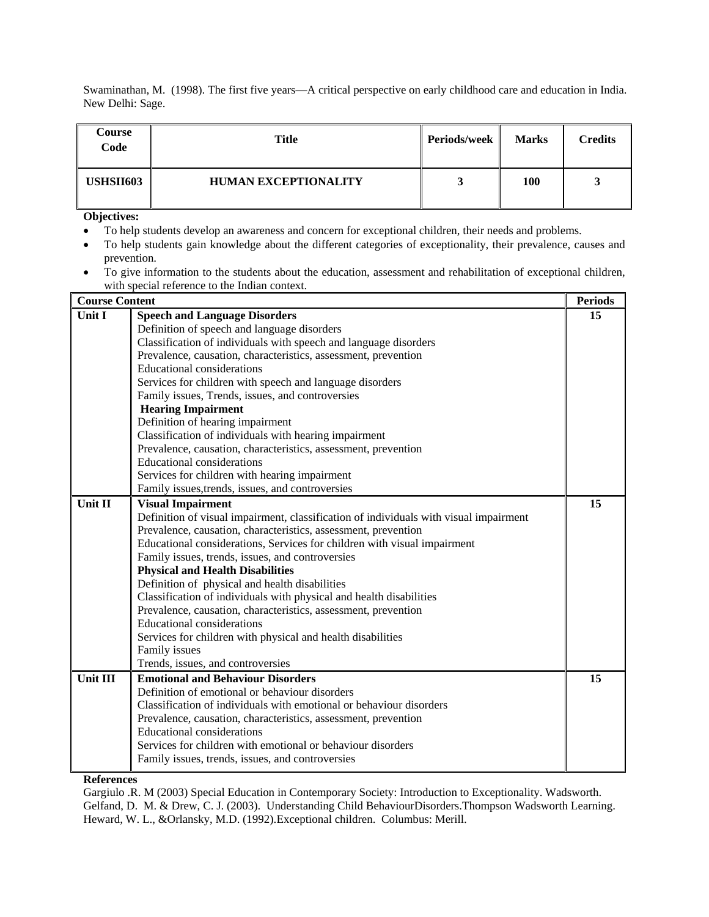Swaminathan, M. (1998). The first five years—A critical perspective on early childhood care and education in India. New Delhi: Sage.

| Course Code | Title | Periods/week | Marks | Credits |
|---|---|---|---|---|
| USHSII603 | HUMAN EXCEPTIONALITY | 3 | 100 | 3 |

**Objectives:**

- To help students develop an awareness and concern for exceptional children, their needs and problems.
- To help students gain knowledge about the different categories of exceptionality, their prevalence, causes and prevention.
- To give information to the students about the education, assessment and rehabilitation of exceptional children, with special reference to the Indian context.

| Course Content | | Periods |
|---|---|---|
| Unit I | **Speech and Language Disorders**<br>Definition of speech and language disorders<br>Classification of individuals with speech and language disorders<br>Prevalence, causation, characteristics, assessment, prevention<br>Educational considerations<br>Services for children with speech and language disorders<br>Family issues, Trends, issues, and controversies<br>**Hearing Impairment**<br>Definition of hearing impairment<br>Classification of individuals with hearing impairment<br>Prevalence, causation, characteristics, assessment, prevention<br>Educational considerations<br>Services for children with hearing impairment<br>Family issues,trends, issues, and controversies | 15 |
| Unit II | **Visual Impairment**<br>Definition of visual impairment, classification of individuals with visual impairment<br>Prevalence, causation, characteristics, assessment, prevention<br>Educational considerations, Services for children with visual impairment<br>Family issues, trends, issues, and controversies<br>**Physical and Health Disabilities**<br>Definition of physical and health disabilities<br>Classification of individuals with physical and health disabilities<br>Prevalence, causation, characteristics, assessment, prevention<br>Educational considerations<br>Services for children with physical and health disabilities<br>Family issues<br>Trends, issues, and controversies | 15 |
| Unit III | **Emotional and Behaviour Disorders**<br>Definition of emotional or behaviour disorders<br>Classification of individuals with emotional or behaviour disorders<br>Prevalence, causation, characteristics, assessment, prevention<br>Educational considerations<br>Services for children with emotional or behaviour disorders<br>Family issues, trends, issues, and controversies | 15 |

**References**

Gargiulo .R. M (2003) Special Education in Contemporary Society: Introduction to Exceptionality. Wadsworth.
Gelfand, D. M. & Drew, C. J. (2003). Understanding Child BehaviourDisorders.Thompson Wadsworth Learning.
Heward, W. L., &Orlansky, M.D. (1992).Exceptional children. Columbus: Merill.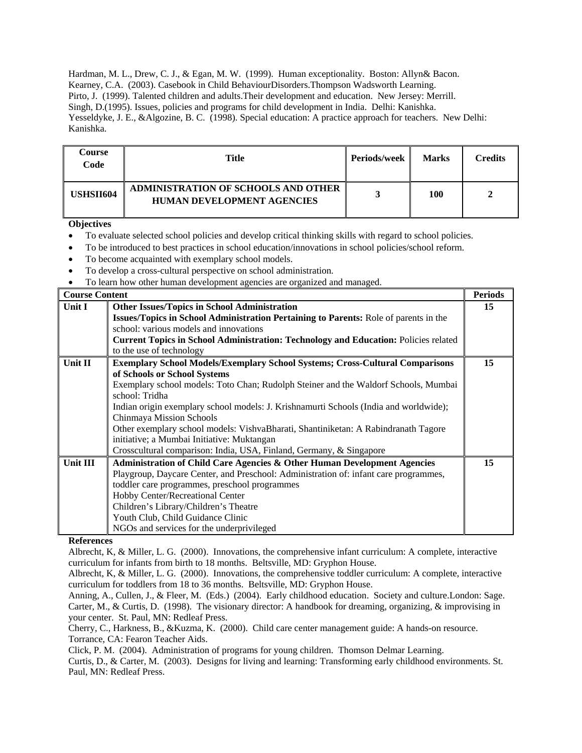Hardman, M. L., Drew, C. J., & Egan, M. W. (1999). Human exceptionality. Boston: Allyn& Bacon.
Kearney, C.A. (2003). Casebook in Child BehaviourDisorders.Thompson Wadsworth Learning.
Pirto, J. (1999). Talented children and adults.Their development and education. New Jersey: Merrill.
Singh, D.(1995). Issues, policies and programs for child development in India. Delhi: Kanishka.
Yesseldyke, J. E., &Algozine, B. C. (1998). Special education: A practice approach for teachers. New Delhi: Kanishka.

| Course Code | Title | Periods/week | Marks | Credits |
|---|---|---|---|---|
| USHSII604 | ADMINISTRATION OF SCHOOLS AND OTHER HUMAN DEVELOPMENT AGENCIES | 3 | 100 | 2 |

**Objectives**

- To evaluate selected school policies and develop critical thinking skills with regard to school policies.
- To be introduced to best practices in school education/innovations in school policies/school reform.
- To become acquainted with exemplary school models.
- To develop a cross-cultural perspective on school administration.
- To learn how other human development agencies are organized and managed.

| Course Content | | Periods |
|---|---|---|
| Unit I | **Other Issues/Topics in School Administration**<br>**Issues/Topics in School Administration Pertaining to Parents:** Role of parents in the school: various models and innovations<br>**Current Topics in School Administration: Technology and Education:** Policies related to the use of technology | 15 |
| Unit II | **Exemplary School Models/Exemplary School Systems; Cross-Cultural Comparisons of Schools or School Systems**<br>Exemplary school models: Toto Chan; Rudolph Steiner and the Waldorf Schools, Mumbai school: Tridha<br>Indian origin exemplary school models: J. Krishnamurti Schools (India and worldwide); Chinmaya Mission Schools<br>Other exemplary school models: VishvaBharati, Shantiniketan: A Rabindranath Tagore initiative; a Mumbai Initiative: Muktangan<br>Crosscultural comparison: India, USA, Finland, Germany, & Singapore | 15 |
| Unit III | **Administration of Child Care Agencies & Other Human Development Agencies**<br>Playgroup, Daycare Center, and Preschool: Administration of: infant care programmes, toddler care programmes, preschool programmes<br>Hobby Center/Recreational Center<br>Children's Library/Children's Theatre<br>Youth Club, Child Guidance Clinic<br>NGOs and services for the underprivileged | 15 |

**References**

Albrecht, K, & Miller, L. G. (2000). Innovations, the comprehensive infant curriculum: A complete, interactive curriculum for infants from birth to 18 months. Beltsville, MD: Gryphon House.
Albrecht, K, & Miller, L. G. (2000). Innovations, the comprehensive toddler curriculum: A complete, interactive curriculum for toddlers from 18 to 36 months. Beltsville, MD: Gryphon House.
Anning, A., Cullen, J., & Fleer, M. (Eds.) (2004). Early childhood education. Society and culture.London: Sage.
Carter, M., & Curtis, D. (1998). The visionary director: A handbook for dreaming, organizing, & improvising in your center. St. Paul, MN: Redleaf Press.
Cherry, C., Harkness, B., &Kuzma, K. (2000). Child care center management guide: A hands-on resource. Torrance, CA: Fearon Teacher Aids.
Click, P. M. (2004). Administration of programs for young children. Thomson Delmar Learning.
Curtis, D., & Carter, M. (2003). Designs for living and learning: Transforming early childhood environments. St. Paul, MN: Redleaf Press.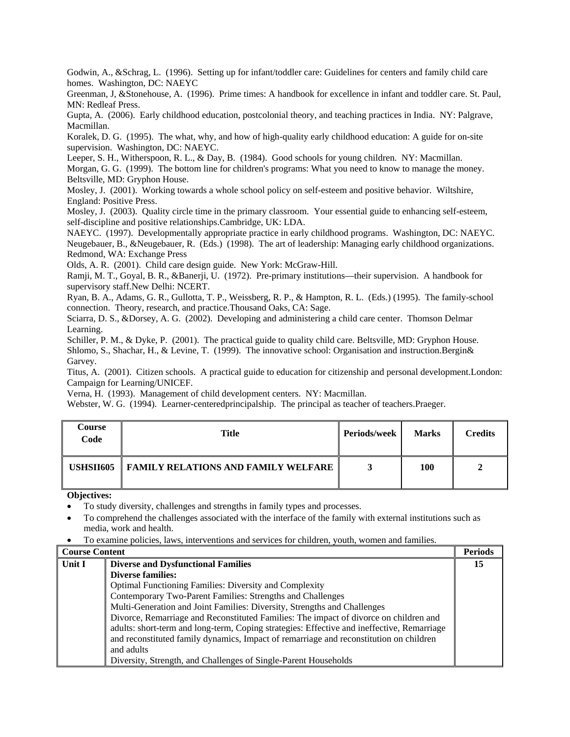Godwin, A., &Schrag, L. (1996). Setting up for infant/toddler care: Guidelines for centers and family child care homes. Washington, DC: NAEYC

Greenman, J, &Stonehouse, A. (1996). Prime times: A handbook for excellence in infant and toddler care. St. Paul, MN: Redleaf Press.

Gupta, A. (2006). Early childhood education, postcolonial theory, and teaching practices in India. NY: Palgrave, Macmillan.

Koralek, D. G. (1995). The what, why, and how of high-quality early childhood education: A guide for on-site supervision. Washington, DC: NAEYC.

Leeper, S. H., Witherspoon, R. L., & Day, B. (1984). Good schools for young children. NY: Macmillan.

Morgan, G. G. (1999). The bottom line for children's programs: What you need to know to manage the money. Beltsville, MD: Gryphon House.

Mosley, J. (2001). Working towards a whole school policy on self-esteem and positive behavior. Wiltshire, England: Positive Press.

Mosley, J. (2003). Quality circle time in the primary classroom. Your essential guide to enhancing self-esteem, self-discipline and positive relationships.Cambridge, UK: LDA.

NAEYC. (1997). Developmentally appropriate practice in early childhood programs. Washington, DC: NAEYC.

Neugebauer, B., &Neugebauer, R. (Eds.) (1998). The art of leadership: Managing early childhood organizations. Redmond, WA: Exchange Press

Olds, A. R. (2001). Child care design guide. New York: McGraw-Hill.

Ramji, M. T., Goyal, B. R., &Banerji, U. (1972). Pre-primary institutions—their supervision. A handbook for supervisory staff.New Delhi: NCERT.

Ryan, B. A., Adams, G. R., Gullotta, T. P., Weissberg, R. P., & Hampton, R. L. (Eds.) (1995). The family-school connection. Theory, research, and practice.Thousand Oaks, CA: Sage.

Sciarra, D. S., &Dorsey, A. G. (2002). Developing and administering a child care center. Thomson Delmar Learning.

Schiller, P. M., & Dyke, P. (2001). The practical guide to quality child care. Beltsville, MD: Gryphon House.

Shlomo, S., Shachar, H., & Levine, T. (1999). The innovative school: Organisation and instruction.Bergin& Garvey.

Titus, A. (2001). Citizen schools. A practical guide to education for citizenship and personal development.London: Campaign for Learning/UNICEF.

Verna, H. (1993). Management of child development centers. NY: Macmillan.

Webster, W. G. (1994). Learner-centeredprincipalship. The principal as teacher of teachers.Praeger.

| Course Code | Title | Periods/week | Marks | Credits |
|---|---|---|---|---|
| USHSII605 | FAMILY RELATIONS AND FAMILY WELFARE | 3 | 100 | 2 |

**Objectives:**

- To study diversity, challenges and strengths in family types and processes.
- To comprehend the challenges associated with the interface of the family with external institutions such as media, work and health.
- To examine policies, laws, interventions and services for children, youth, women and families.

| Course Content | | Periods |
|---|---|---|
| **Unit I** | **Diverse and Dysfunctional Families**<br>**Diverse families:**<br>Optimal Functioning Families: Diversity and Complexity<br>Contemporary Two-Parent Families: Strengths and Challenges<br>Multi-Generation and Joint Families: Diversity, Strengths and Challenges<br>Divorce, Remarriage and Reconstituted Families: The impact of divorce on children and adults: short-term and long-term, Coping strategies: Effective and ineffective, Remarriage and reconstituted family dynamics, Impact of remarriage and reconstitution on children and adults<br>Diversity, Strength, and Challenges of Single-Parent Households | **15** |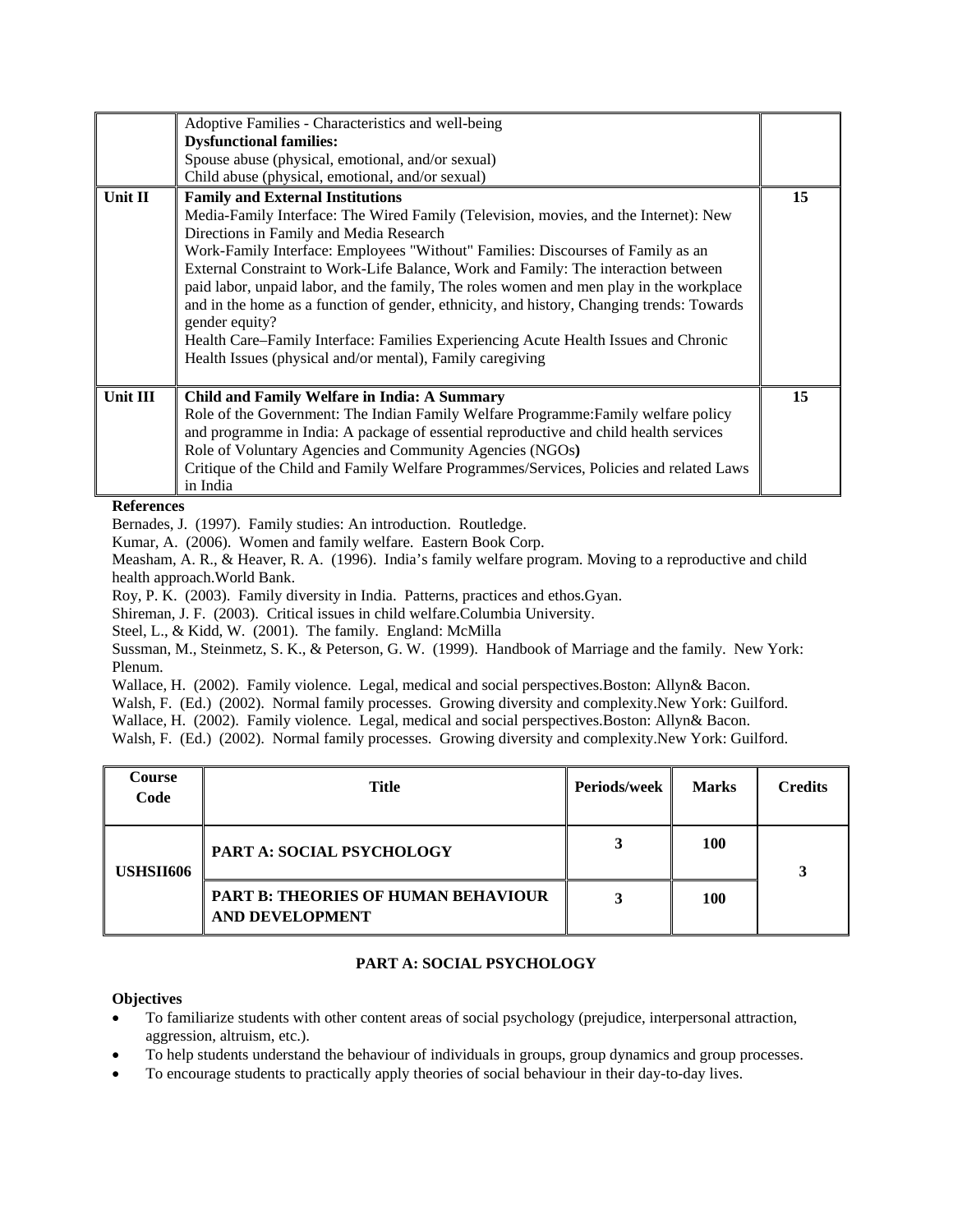| | | |
|---|---|---|
| | Adoptive Families - Characteristics and well-being<br>**Dysfunctional families:**<br>Spouse abuse (physical, emotional, and/or sexual)<br>Child abuse (physical, emotional, and/or sexual) | |
| **Unit II** | **Family and External Institutions**<br>Media-Family Interface: The Wired Family (Television, movies, and the Internet): New Directions in Family and Media Research<br>Work-Family Interface: Employees "Without" Families: Discourses of Family as an External Constraint to Work-Life Balance, Work and Family: The interaction between paid labor, unpaid labor, and the family, The roles women and men play in the workplace and in the home as a function of gender, ethnicity, and history, Changing trends: Towards gender equity?<br>Health Care–Family Interface: Families Experiencing Acute Health Issues and Chronic Health Issues (physical and/or mental), Family caregiving | **15** |
| **Unit III** | **Child and Family Welfare in India: A Summary**<br>Role of the Government: The Indian Family Welfare Programme:Family welfare policy and programme in India: A package of essential reproductive and child health services<br>Role of Voluntary Agencies and Community Agencies (NGOs**)**<br>Critique of the Child and Family Welfare Programmes/Services, Policies and related Laws in India | **15** |

**References**

Bernades, J. (1997). Family studies: An introduction. Routledge.

Kumar, A. (2006). Women and family welfare. Eastern Book Corp.

Measham, A. R., & Heaver, R. A. (1996). India's family welfare program. Moving to a reproductive and child health approach.World Bank.

Roy, P. K. (2003). Family diversity in India. Patterns, practices and ethos.Gyan.

Shireman, J. F. (2003). Critical issues in child welfare.Columbia University.

Steel, L., & Kidd, W. (2001). The family. England: McMilla

Sussman, M., Steinmetz, S. K., & Peterson, G. W. (1999). Handbook of Marriage and the family. New York: Plenum.

Wallace, H. (2002). Family violence. Legal, medical and social perspectives.Boston: Allyn& Bacon.

Walsh, F. (Ed.) (2002). Normal family processes. Growing diversity and complexity.New York: Guilford.

Wallace, H. (2002). Family violence. Legal, medical and social perspectives.Boston: Allyn& Bacon.

Walsh, F. (Ed.) (2002). Normal family processes. Growing diversity and complexity.New York: Guilford.

| Course Code | Title | Periods/week | Marks | Credits |
|---|---|---|---|---|
| **USHSII606** | **PART A: SOCIAL PSYCHOLOGY** | **3** | **100** | **3** |
| | **PART B: THEORIES OF HUMAN BEHAVIOUR AND DEVELOPMENT** | **3** | **100** | |

## PART A: SOCIAL PSYCHOLOGY

**Objectives**

- To familiarize students with other content areas of social psychology (prejudice, interpersonal attraction, aggression, altruism, etc.).
- To help students understand the behaviour of individuals in groups, group dynamics and group processes.
- To encourage students to practically apply theories of social behaviour in their day-to-day lives.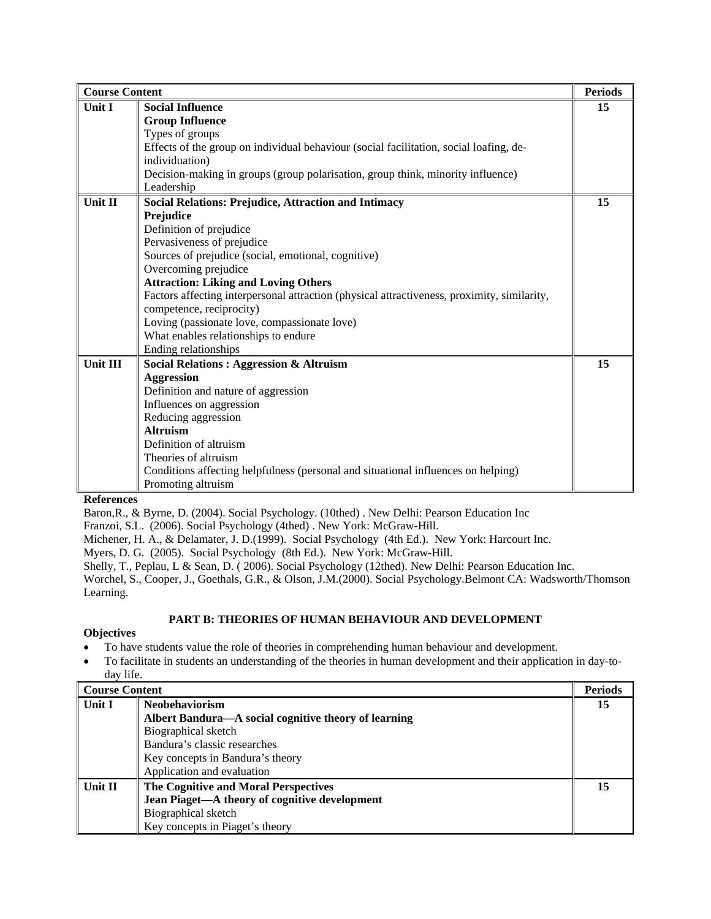| Course Content | | Periods |
|---|---|---|
| Unit I | **Social Influence**<br>**Group Influence**<br>Types of groups<br>Effects of the group on individual behaviour (social facilitation, social loafing, de-individuation)<br>Decision-making in groups (group polarisation, group think, minority influence)<br>Leadership | 15 |
| Unit II | **Social Relations: Prejudice, Attraction and Intimacy**<br>**Prejudice**<br>Definition of prejudice<br>Pervasiveness of prejudice<br>Sources of prejudice (social, emotional, cognitive)<br>Overcoming prejudice<br>**Attraction: Liking and Loving Others**<br>Factors affecting interpersonal attraction (physical attractiveness, proximity, similarity, competence, reciprocity)<br>Loving (passionate love, compassionate love)<br>What enables relationships to endure<br>Ending relationships | 15 |
| Unit III | **Social Relations : Aggression & Altruism**<br>**Aggression**<br>Definition and nature of aggression<br>Influences on aggression<br>Reducing aggression<br>**Altruism**<br>Definition of altruism<br>Theories of altruism<br>Conditions affecting helpfulness (personal and situational influences on helping)<br>Promoting altruism | 15 |

**References**

Baron,R., & Byrne, D. (2004). Social Psychology. (10thed) . New Delhi: Pearson Education Inc

Franzoi, S.L. (2006). Social Psychology (4thed) . New York: McGraw-Hill.

Michener, H. A., & Delamater, J. D.(1999). Social Psychology (4th Ed.). New York: Harcourt Inc.

Myers, D. G. (2005). Social Psychology (8th Ed.). New York: McGraw-Hill.

Shelly, T., Peplau, L & Sean, D. ( 2006). Social Psychology (12thed). New Delhi: Pearson Education Inc.

Worchel, S., Cooper, J., Goethals, G.R., & Olson, J.M.(2000). Social Psychology.Belmont CA: Wadsworth/Thomson Learning.

## PART B: THEORIES OF HUMAN BEHAVIOUR AND DEVELOPMENT

**Objectives**

- To have students value the role of theories in comprehending human behaviour and development.
- To facilitate in students an understanding of the theories in human development and their application in day-to-day life.

| Course Content | | Periods |
|---|---|---|
| Unit I | **Neobehaviorism**<br>**Albert Bandura—A social cognitive theory of learning**<br>Biographical sketch<br>Bandura's classic researches<br>Key concepts in Bandura's theory<br>Application and evaluation | 15 |
| Unit II | **The Cognitive and Moral Perspectives**<br>**Jean Piaget—A theory of cognitive development**<br>Biographical sketch<br>Key concepts in Piaget's theory | 15 |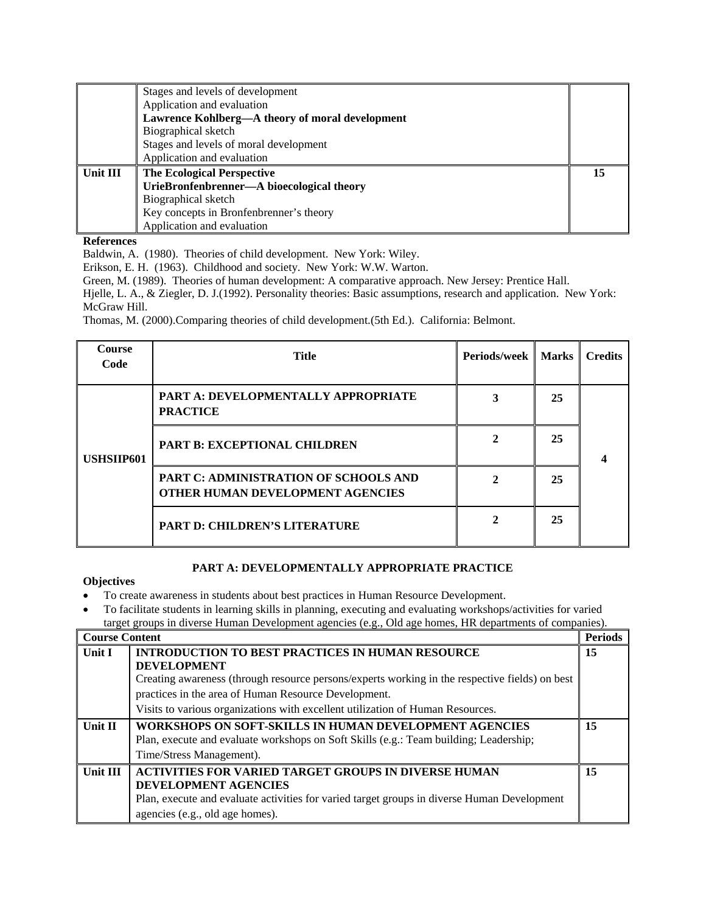| | | |
|---|---|---|
| | Stages and levels of development<br>Application and evaluation<br>**Lawrence Kohlberg—A theory of moral development**<br>Biographical sketch<br>Stages and levels of moral development<br>Application and evaluation | |
| **Unit III** | **The Ecological Perspective**<br>**UrieBronfenbrenner—A bioecological theory**<br>Biographical sketch<br>Key concepts in Bronfenbrenner's theory<br>Application and evaluation | **15** |

**References**

Baldwin, A. (1980). Theories of child development. New York: Wiley.

Erikson, E. H. (1963). Childhood and society. New York: W.W. Warton.

Green, M. (1989). Theories of human development: A comparative approach. New Jersey: Prentice Hall.

Hjelle, L. A., & Ziegler, D. J.(1992). Personality theories: Basic assumptions, research and application. New York: McGraw Hill.

Thomas, M. (2000).Comparing theories of child development.(5th Ed.). California: Belmont.

| Course Code | Title | Periods/week | Marks | Credits |
|---|---|---|---|---|
| **USHSIIP601** | **PART A: DEVELOPMENTALLY APPROPRIATE PRACTICE** | **3** | **25** | **4** |
| | **PART B: EXCEPTIONAL CHILDREN** | **2** | **25** | |
| | **PART C: ADMINISTRATION OF SCHOOLS AND OTHER HUMAN DEVELOPMENT AGENCIES** | **2** | **25** | |
| | **PART D: CHILDREN'S LITERATURE** | **2** | **25** | |

## PART A: DEVELOPMENTALLY APPROPRIATE PRACTICE

**Objectives**

- To create awareness in students about best practices in Human Resource Development.
- To facilitate students in learning skills in planning, executing and evaluating workshops/activities for varied target groups in diverse Human Development agencies (e.g., Old age homes, HR departments of companies).

| **Course Content** | | **Periods** |
|---|---|---|
| **Unit I** | **INTRODUCTION TO BEST PRACTICES IN HUMAN RESOURCE DEVELOPMENT**<br>Creating awareness (through resource persons/experts working in the respective fields) on best practices in the area of Human Resource Development.<br>Visits to various organizations with excellent utilization of Human Resources. | **15** |
| **Unit II** | **WORKSHOPS ON SOFT-SKILLS IN HUMAN DEVELOPMENT AGENCIES**<br>Plan, execute and evaluate workshops on Soft Skills (e.g.: Team building; Leadership; Time/Stress Management). | **15** |
| **Unit III** | **ACTIVITIES FOR VARIED TARGET GROUPS IN DIVERSE HUMAN DEVELOPMENT AGENCIES**<br>Plan, execute and evaluate activities for varied target groups in diverse Human Development agencies (e.g., old age homes). | **15** |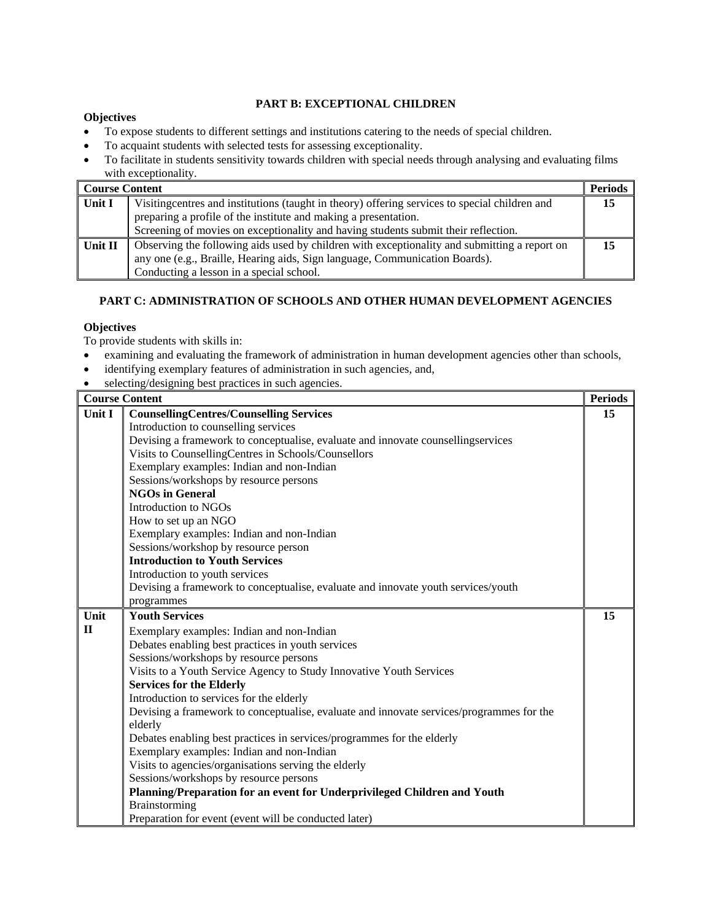## PART B: EXCEPTIONAL CHILDREN

**Objectives**

- To expose students to different settings and institutions catering to the needs of special children.
- To acquaint students with selected tests for assessing exceptionality.
- To facilitate in students sensitivity towards children with special needs through analysing and evaluating films with exceptionality.

| Course Content | | Periods |
|---|---|---|
| **Unit I** | Visitingcentres and institutions (taught in theory) offering services to special children and preparing a profile of the institute and making a presentation.<br>Screening of movies on exceptionality and having students submit their reflection. | **15** |
| **Unit II** | Observing the following aids used by children with exceptionality and submitting a report on any one (e.g., Braille, Hearing aids, Sign language, Communication Boards).<br>Conducting a lesson in a special school. | **15** |

## PART C: ADMINISTRATION OF SCHOOLS AND OTHER HUMAN DEVELOPMENT AGENCIES

**Objectives**

To provide students with skills in:

- examining and evaluating the framework of administration in human development agencies other than schools,
- identifying exemplary features of administration in such agencies, and,
- selecting/designing best practices in such agencies.

| Course Content | | Periods |
|---|---|---|
| **Unit I** | **CounsellingCentres/Counselling Services**<br>Introduction to counselling services<br>Devising a framework to conceptualise, evaluate and innovate counsellingservices<br>Visits to CounsellingCentres in Schools/Counsellors<br>Exemplary examples: Indian and non-Indian<br>Sessions/workshops by resource persons<br>**NGOs in General**<br>Introduction to NGOs<br>How to set up an NGO<br>Exemplary examples: Indian and non-Indian<br>Sessions/workshop by resource person<br>**Introduction to Youth Services**<br>Introduction to youth services<br>Devising a framework to conceptualise, evaluate and innovate youth services/youth programmes | **15** |
| **Unit II** | **Youth Services**<br>Exemplary examples: Indian and non-Indian<br>Debates enabling best practices in youth services<br>Sessions/workshops by resource persons<br>Visits to a Youth Service Agency to Study Innovative Youth Services<br>**Services for the Elderly**<br>Introduction to services for the elderly<br>Devising a framework to conceptualise, evaluate and innovate services/programmes for the elderly<br>Debates enabling best practices in services/programmes for the elderly<br>Exemplary examples: Indian and non-Indian<br>Visits to agencies/organisations serving the elderly<br>Sessions/workshops by resource persons<br>**Planning/Preparation for an event for Underprivileged Children and Youth**<br>Brainstorming<br>Preparation for event (event will be conducted later) | **15** |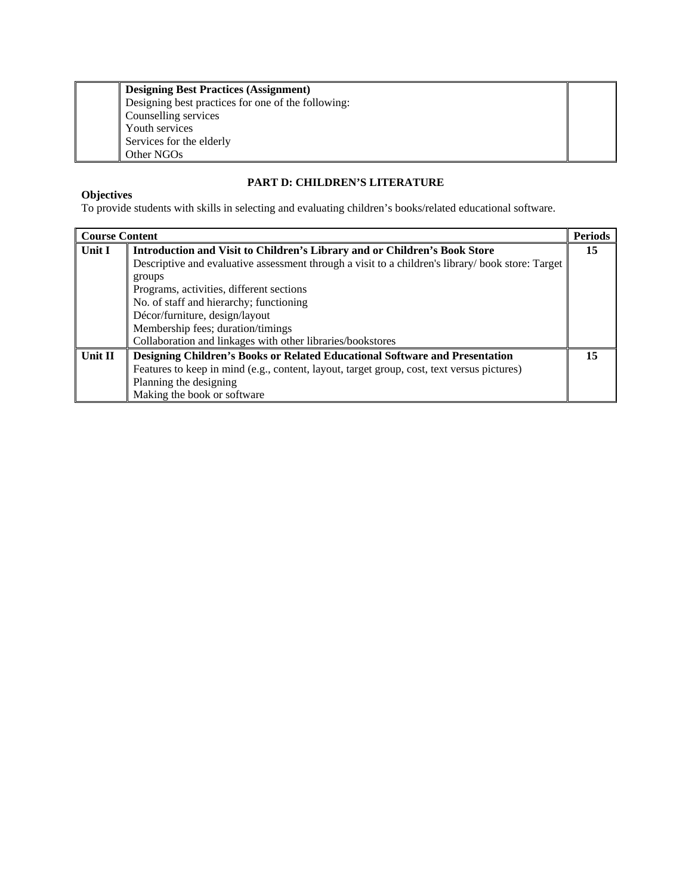| | | |
|---|---|---|
| | **Designing Best Practices (Assignment)**<br>Designing best practices for one of the following:<br>Counselling services<br>Youth services<br>Services for the elderly<br>Other NGOs | |

## PART D: CHILDREN'S LITERATURE

**Objectives**

To provide students with skills in selecting and evaluating children's books/related educational software.

| Course Content | | Periods |
|---|---|---|
| **Unit I** | **Introduction and Visit to Children's Library and or Children's Book Store**<br>Descriptive and evaluative assessment through a visit to a children's library/ book store: Target groups<br>Programs, activities, different sections<br>No. of staff and hierarchy; functioning<br>Décor/furniture, design/layout<br>Membership fees; duration/timings<br>Collaboration and linkages with other libraries/bookstores | **15** |
| **Unit II** | **Designing Children's Books or Related Educational Software and Presentation**<br>Features to keep in mind (e.g., content, layout, target group, cost, text versus pictures)<br>Planning the designing<br>Making the book or software | **15** |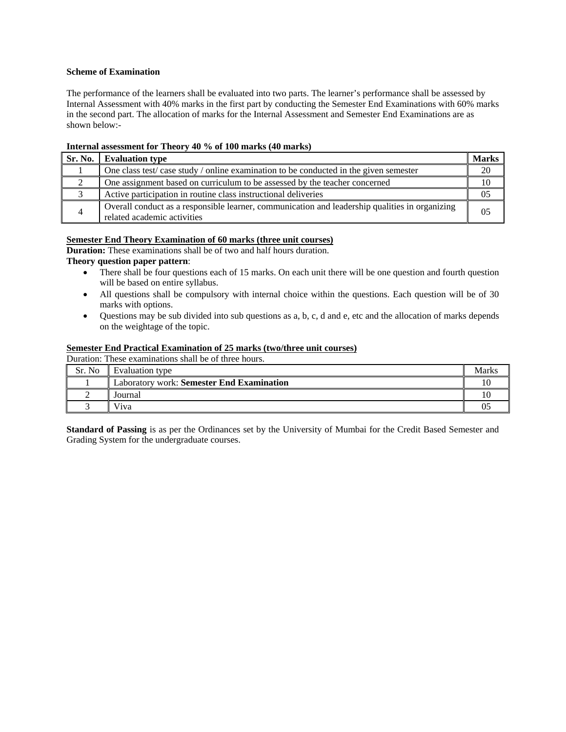**Scheme of Examination**

The performance of the learners shall be evaluated into two parts. The learner's performance shall be assessed by Internal Assessment with 40% marks in the first part by conducting the Semester End Examinations with 60% marks in the second part. The allocation of marks for the Internal Assessment and Semester End Examinations are as shown below:-

**Internal assessment for Theory 40 % of 100 marks (40 marks)**

| Sr. No. | Evaluation type | Marks |
|---|---|---|
| 1 | One class test/ case study / online examination to be conducted in the given semester | 20 |
| 2 | One assignment based on curriculum to be assessed by the teacher concerned | 10 |
| 3 | Active participation in routine class instructional deliveries | 05 |
| 4 | Overall conduct as a responsible learner, communication and leadership qualities in organizing related academic activities | 05 |

**Semester End Theory Examination of 60 marks (three unit courses)**

**Duration:** These examinations shall be of two and half hours duration.

**Theory question paper pattern**:

- There shall be four questions each of 15 marks. On each unit there will be one question and fourth question will be based on entire syllabus.
- All questions shall be compulsory with internal choice within the questions. Each question will be of 30 marks with options.
- Questions may be sub divided into sub questions as a, b, c, d and e, etc and the allocation of marks depends on the weightage of the topic.

**Semester End Practical Examination of 25 marks (two/three unit courses)**

Duration: These examinations shall be of three hours.

| Sr. No | Evaluation type | Marks |
|---|---|---|
| 1 | Laboratory work: **Semester End Examination** | 10 |
| 2 | Journal | 10 |
| 3 | Viva | 05 |

**Standard of Passing** is as per the Ordinances set by the University of Mumbai for the Credit Based Semester and Grading System for the undergraduate courses.